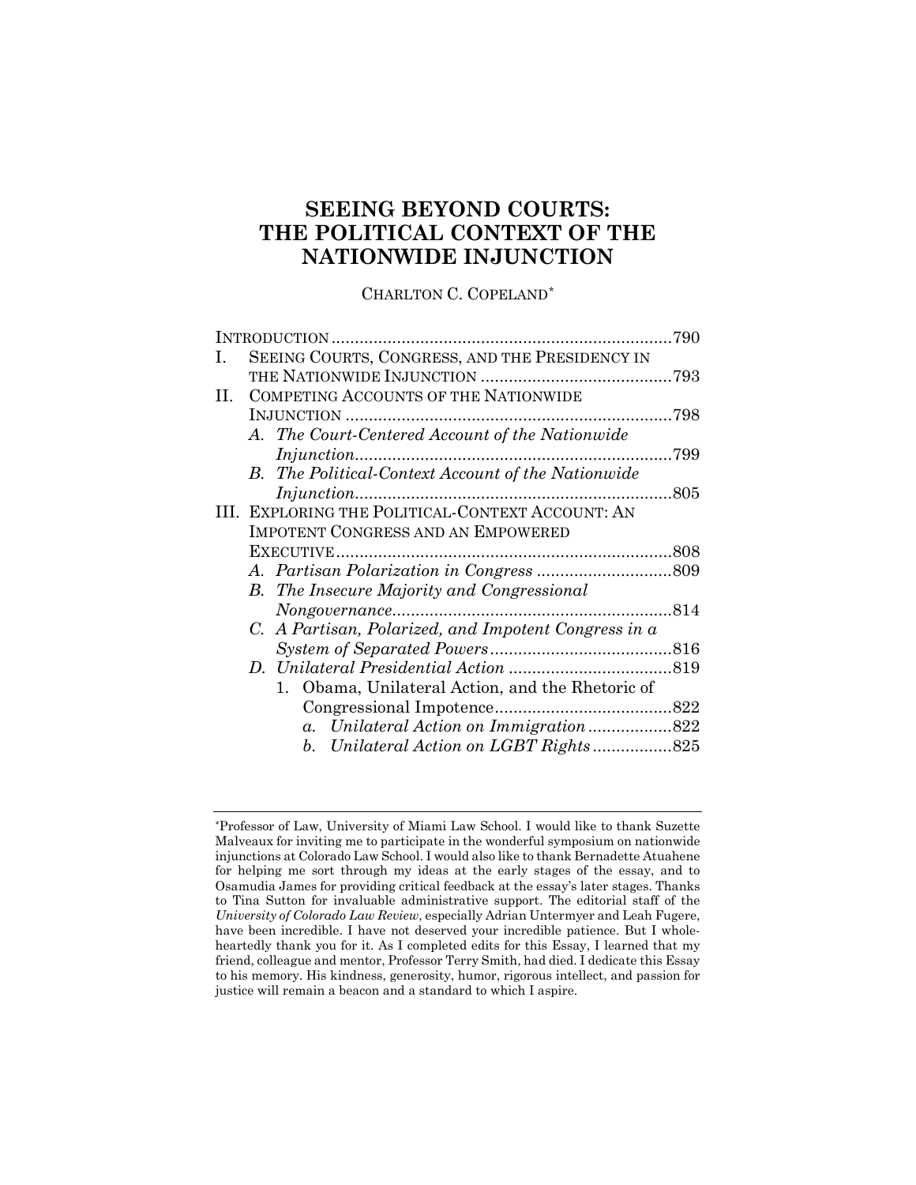# SEEING BEYOND COURTS: THE POLITICAL CONTEXT OF THE NATIONWIDE INJUNCTION

CHARLTON C. COPELAND*

INTRODUCTION ........................................................................ 790

I. SEEING COURTS, CONGRESS, AND THE PRESIDENCY IN THE NATIONWIDE INJUNCTION ......................................... 793

II. COMPETING ACCOUNTS OF THE NATIONWIDE INJUNCTION ..................................................................... 798

   A. *The Court-Centered Account of the Nationwide Injunction* ................................................................... 799

   B. *The Political-Context Account of the Nationwide Injunction* ................................................................... 805

III. EXPLORING THE POLITICAL-CONTEXT ACCOUNT: AN IMPOTENT CONGRESS AND AN EMPOWERED EXECUTIVE ....................................................................... 808

   A. *Partisan Polarization in Congress* ............................ 809

   B. *The Insecure Majority and Congressional Nongovernance* ........................................................... 814

   C. *A Partisan, Polarized, and Impotent Congress in a System of Separated Powers* ....................................... 816

   D. *Unilateral Presidential Action* .................................. 819

      1. Obama, Unilateral Action, and the Rhetoric of Congressional Impotence ...................................... 822

         a. *Unilateral Action on Immigration* .................. 822

         b. *Unilateral Action on LGBT Rights* ................. 825

---

*Professor of Law, University of Miami Law School. I would like to thank Suzette Malveaux for inviting me to participate in the wonderful symposium on nationwide injunctions at Colorado Law School. I would also like to thank Bernadette Atuahene for helping me sort through my ideas at the early stages of the essay, and to Osamudia James for providing critical feedback at the essay's later stages. Thanks to Tina Sutton for invaluable administrative support. The editorial staff of the *University of Colorado Law Review*, especially Adrian Untermyer and Leah Fugere, have been incredible. I have not deserved your incredible patience. But I wholeheartedly thank you for it. As I completed edits for this Essay, I learned that my friend, colleague and mentor, Professor Terry Smith, had died. I dedicate this Essay to his memory. His kindness, generosity, humor, rigorous intellect, and passion for justice will remain a beacon and a standard to which I aspire.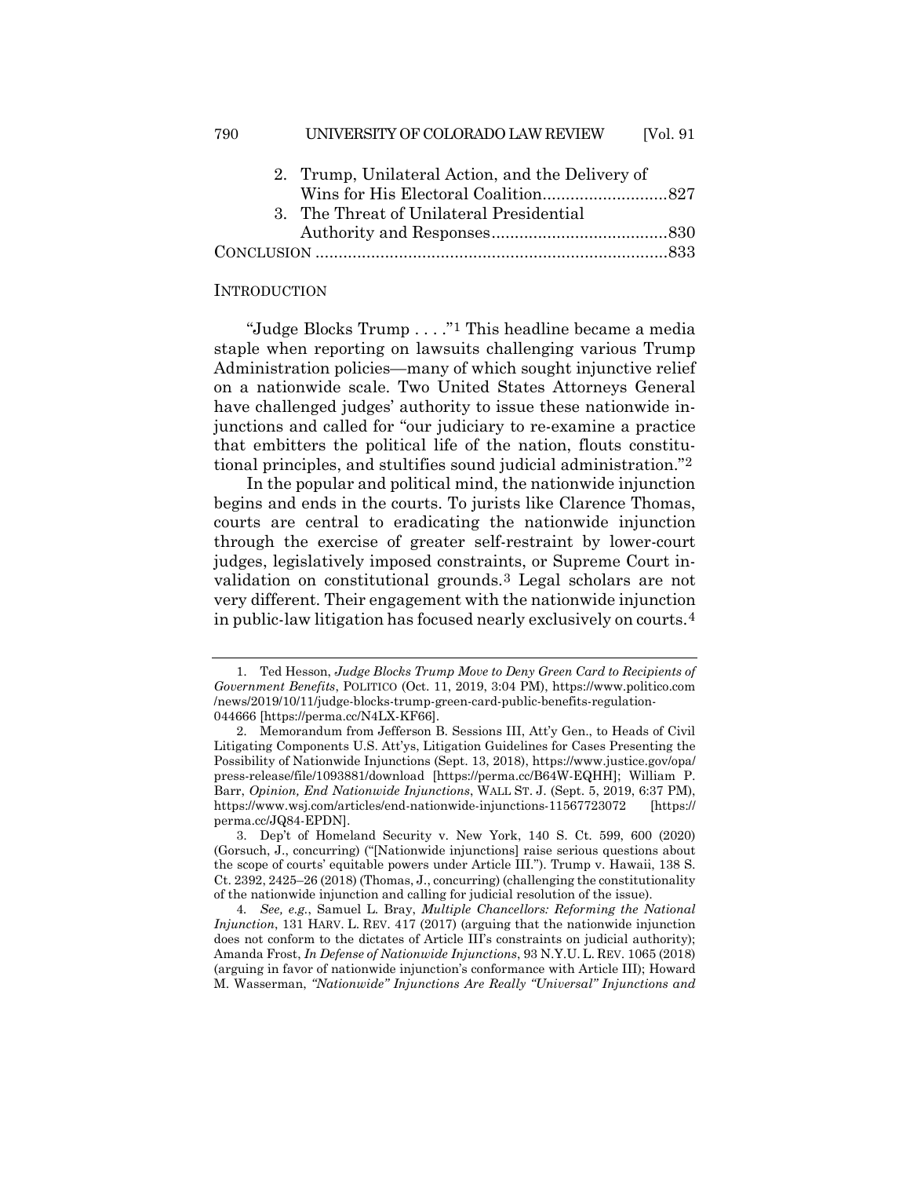2. Trump, Unilateral Action, and the Delivery of Wins for His Electoral Coalition..........................827
3. The Threat of Unilateral Presidential Authority and Responses.....................................830

CONCLUSION ..........................................................................833

## INTRODUCTION

"Judge Blocks Trump . . . ."[1] This headline became a media staple when reporting on lawsuits challenging various Trump Administration policies—many of which sought injunctive relief on a nationwide scale. Two United States Attorneys General have challenged judges' authority to issue these nationwide injunctions and called for "our judiciary to re-examine a practice that embitters the political life of the nation, flouts constitutional principles, and stultifies sound judicial administration."[2]

In the popular and political mind, the nationwide injunction begins and ends in the courts. To jurists like Clarence Thomas, courts are central to eradicating the nationwide injunction through the exercise of greater self-restraint by lower-court judges, legislatively imposed constraints, or Supreme Court invalidation on constitutional grounds.[3] Legal scholars are not very different. Their engagement with the nationwide injunction in public-law litigation has focused nearly exclusively on courts.[4]

---

1. Ted Hesson, *Judge Blocks Trump Move to Deny Green Card to Recipients of Government Benefits*, POLITICO (Oct. 11, 2019, 3:04 PM), https://www.politico.com/news/2019/10/11/judge-blocks-trump-green-card-public-benefits-regulation-044666 [https://perma.cc/N4LX-KF66].

2. Memorandum from Jefferson B. Sessions III, Att'y Gen., to Heads of Civil Litigating Components U.S. Att'ys, Litigation Guidelines for Cases Presenting the Possibility of Nationwide Injunctions (Sept. 13, 2018), https://www.justice.gov/opa/press-release/file/1093881/download [https://perma.cc/B64W-EQHH]; William P. Barr, *Opinion, End Nationwide Injunctions*, WALL ST. J. (Sept. 5, 2019, 6:37 PM), https://www.wsj.com/articles/end-nationwide-injunctions-11567723072 [https://perma.cc/JQ84-EPDN].

3. Dep't of Homeland Security v. New York, 140 S. Ct. 599, 600 (2020) (Gorsuch, J., concurring) ("[Nationwide injunctions] raise serious questions about the scope of courts' equitable powers under Article III."). Trump v. Hawaii, 138 S. Ct. 2392, 2425–26 (2018) (Thomas, J., concurring) (challenging the constitutionality of the nationwide injunction and calling for judicial resolution of the issue).

4. *See, e.g.*, Samuel L. Bray, *Multiple Chancellors: Reforming the National Injunction*, 131 HARV. L. REV. 417 (2017) (arguing that the nationwide injunction does not conform to the dictates of Article III's constraints on judicial authority); Amanda Frost, *In Defense of Nationwide Injunctions*, 93 N.Y.U. L. REV. 1065 (2018) (arguing in favor of nationwide injunction's conformance with Article III); Howard M. Wasserman, *"Nationwide" Injunctions Are Really "Universal" Injunctions and*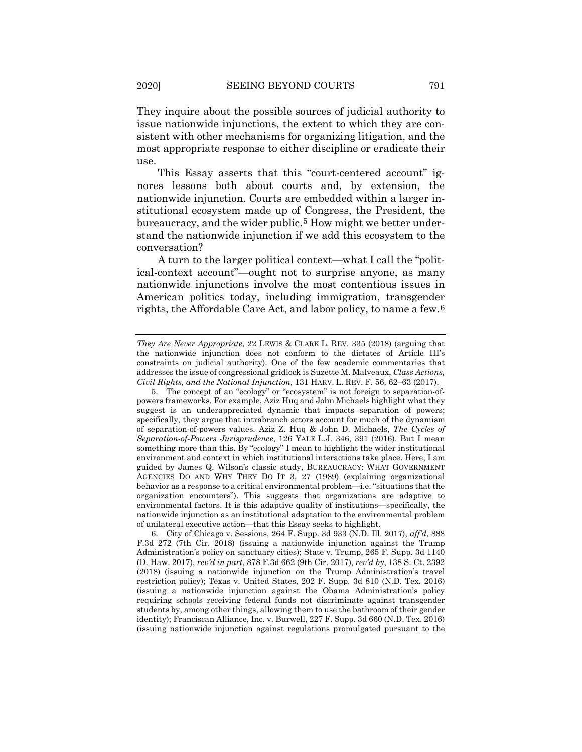They inquire about the possible sources of judicial authority to issue nationwide injunctions, the extent to which they are consistent with other mechanisms for organizing litigation, and the most appropriate response to either discipline or eradicate their use.

This Essay asserts that this "court-centered account" ignores lessons both about courts and, by extension, the nationwide injunction. Courts are embedded within a larger institutional ecosystem made up of Congress, the President, the bureaucracy, and the wider public.[5] How might we better understand the nationwide injunction if we add this ecosystem to the conversation?

A turn to the larger political context—what I call the "political-context account"—ought not to surprise anyone, as many nationwide injunctions involve the most contentious issues in American politics today, including immigration, transgender rights, the Affordable Care Act, and labor policy, to name a few.[6]

---

*They Are Never Appropriate*, 22 LEWIS & CLARK L. REV. 335 (2018) (arguing that the nationwide injunction does not conform to the dictates of Article III's constraints on judicial authority). One of the few academic commentaries that addresses the issue of congressional gridlock is Suzette M. Malveaux, *Class Actions, Civil Rights, and the National Injunction*, 131 HARV. L. REV. F. 56, 62–63 (2017).

5. The concept of an "ecology" or "ecosystem" is not foreign to separation-of-powers frameworks. For example, Aziz Huq and John Michaels highlight what they suggest is an underappreciated dynamic that impacts separation of powers; specifically, they argue that intrabranch actors account for much of the dynamism of separation-of-powers values. Aziz Z. Huq & John D. Michaels, *The Cycles of Separation-of-Powers Jurisprudence*, 126 YALE L.J. 346, 391 (2016). But I mean something more than this. By "ecology" I mean to highlight the wider institutional environment and context in which institutional interactions take place. Here, I am guided by James Q. Wilson's classic study, BUREAUCRACY: WHAT GOVERNMENT AGENCIES DO AND WHY THEY DO IT 3, 27 (1989) (explaining organizational behavior as a response to a critical environmental problem—i.e. "situations that the organization encounters"). This suggests that organizations are adaptive to environmental factors. It is this adaptive quality of institutions—specifically, the nationwide injunction as an institutional adaptation to the environmental problem of unilateral executive action—that this Essay seeks to highlight.

6. City of Chicago v. Sessions, 264 F. Supp. 3d 933 (N.D. Ill. 2017), *aff'd*, 888 F.3d 272 (7th Cir. 2018) (issuing a nationwide injunction against the Trump Administration's policy on sanctuary cities); State v. Trump, 265 F. Supp. 3d 1140 (D. Haw. 2017), *rev'd in part*, 878 F.3d 662 (9th Cir. 2017), *rev'd by*, 138 S. Ct. 2392 (2018) (issuing a nationwide injunction on the Trump Administration's travel restriction policy); Texas v. United States, 202 F. Supp. 3d 810 (N.D. Tex. 2016) (issuing a nationwide injunction against the Obama Administration's policy requiring schools receiving federal funds not discriminate against transgender students by, among other things, allowing them to use the bathroom of their gender identity); Franciscan Alliance, Inc. v. Burwell, 227 F. Supp. 3d 660 (N.D. Tex. 2016) (issuing nationwide injunction against regulations promulgated pursuant to the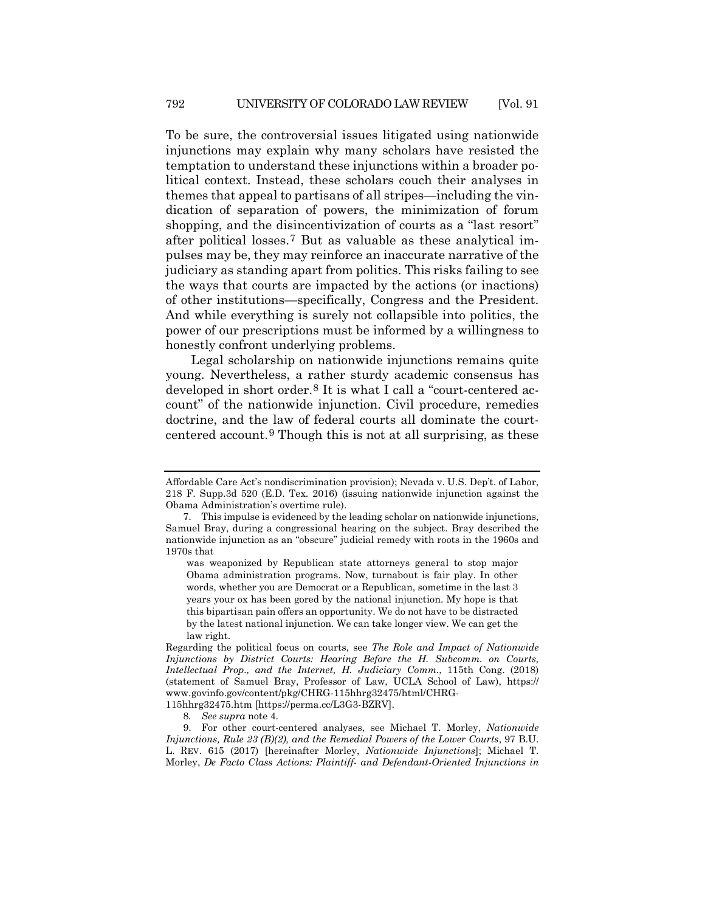To be sure, the controversial issues litigated using nationwide injunctions may explain why many scholars have resisted the temptation to understand these injunctions within a broader political context. Instead, these scholars couch their analyses in themes that appeal to partisans of all stripes—including the vindication of separation of powers, the minimization of forum shopping, and the disincentivization of courts as a "last resort" after political losses.[7] But as valuable as these analytical impulses may be, they may reinforce an inaccurate narrative of the judiciary as standing apart from politics. This risks failing to see the ways that courts are impacted by the actions (or inactions) of other institutions—specifically, Congress and the President. And while everything is surely not collapsible into politics, the power of our prescriptions must be informed by a willingness to honestly confront underlying problems.

Legal scholarship on nationwide injunctions remains quite young. Nevertheless, a rather sturdy academic consensus has developed in short order.[8] It is what I call a "court-centered account" of the nationwide injunction. Civil procedure, remedies doctrine, and the law of federal courts all dominate the court-centered account.[9] Though this is not at all surprising, as these

---

Affordable Care Act's nondiscrimination provision); Nevada v. U.S. Dep't. of Labor, 218 F. Supp.3d 520 (E.D. Tex. 2016) (issuing nationwide injunction against the Obama Administration's overtime rule).

7. This impulse is evidenced by the leading scholar on nationwide injunctions, Samuel Bray, during a congressional hearing on the subject. Bray described the nationwide injunction as an "obscure" judicial remedy with roots in the 1960s and 1970s that

> was weaponized by Republican state attorneys general to stop major Obama administration programs. Now, turnabout is fair play. In other words, whether you are Democrat or a Republican, sometime in the last 3 years your ox has been gored by the national injunction. My hope is that this bipartisan pain offers an opportunity. We do not have to be distracted by the latest national injunction. We can take longer view. We can get the law right.

Regarding the political focus on courts, see *The Role and Impact of Nationwide Injunctions by District Courts: Hearing Before the H. Subcomm. on Courts, Intellectual Prop., and the Internet, H. Judiciary Comm.*, 115th Cong. (2018) (statement of Samuel Bray, Professor of Law, UCLA School of Law), https://www.govinfo.gov/content/pkg/CHRG-115hhrg32475/html/CHRG-115hhrg32475.htm [https://perma.cc/L3G3-BZRV].

8. *See supra* note 4.

9. For other court-centered analyses, see Michael T. Morley, *Nationwide Injunctions, Rule 23 (B)(2), and the Remedial Powers of the Lower Courts*, 97 B.U. L. REV. 615 (2017) [hereinafter Morley, *Nationwide Injunctions*]; Michael T. Morley, *De Facto Class Actions: Plaintiff- and Defendant-Oriented Injunctions in*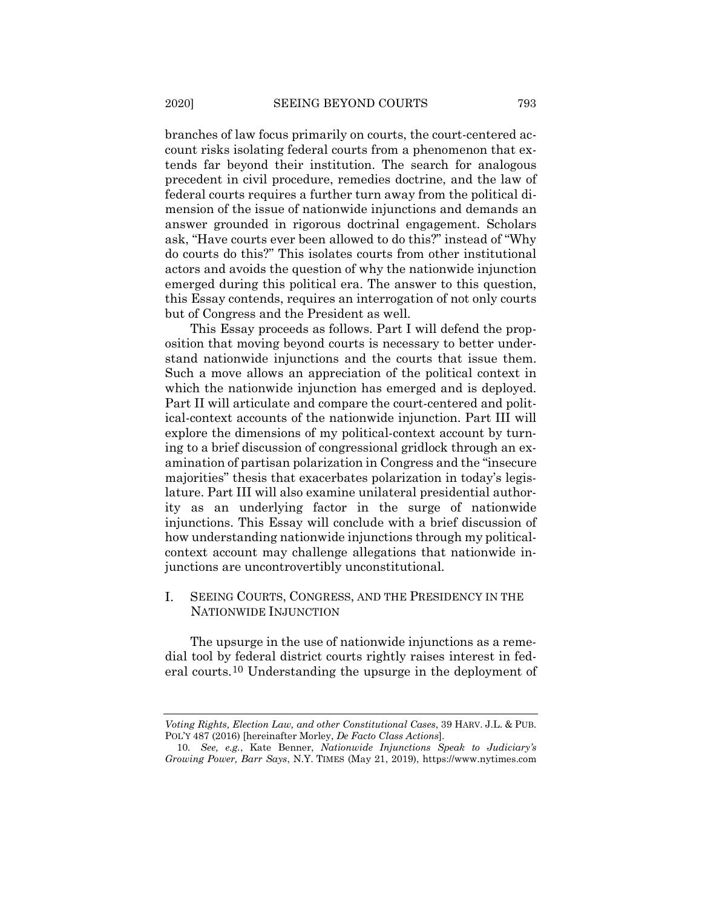branches of law focus primarily on courts, the court-centered account risks isolating federal courts from a phenomenon that extends far beyond their institution. The search for analogous precedent in civil procedure, remedies doctrine, and the law of federal courts requires a further turn away from the political dimension of the issue of nationwide injunctions and demands an answer grounded in rigorous doctrinal engagement. Scholars ask, "Have courts ever been allowed to do this?" instead of "Why do courts do this?" This isolates courts from other institutional actors and avoids the question of why the nationwide injunction emerged during this political era. The answer to this question, this Essay contends, requires an interrogation of not only courts but of Congress and the President as well.

This Essay proceeds as follows. Part I will defend the proposition that moving beyond courts is necessary to better understand nationwide injunctions and the courts that issue them. Such a move allows an appreciation of the political context in which the nationwide injunction has emerged and is deployed. Part II will articulate and compare the court-centered and political-context accounts of the nationwide injunction. Part III will explore the dimensions of my political-context account by turning to a brief discussion of congressional gridlock through an examination of partisan polarization in Congress and the "insecure majorities" thesis that exacerbates polarization in today's legislature. Part III will also examine unilateral presidential authority as an underlying factor in the surge of nationwide injunctions. This Essay will conclude with a brief discussion of how understanding nationwide injunctions through my political-context account may challenge allegations that nationwide injunctions are uncontrovertibly unconstitutional.

## I. SEEING COURTS, CONGRESS, AND THE PRESIDENCY IN THE NATIONWIDE INJUNCTION

The upsurge in the use of nationwide injunctions as a remedial tool by federal district courts rightly raises interest in federal courts.[10] Understanding the upsurge in the deployment of

---

*Voting Rights, Election Law, and other Constitutional Cases*, 39 HARV. J.L. & PUB. POL'Y 487 (2016) [hereinafter Morley, *De Facto Class Actions*].

10. *See, e.g.*, Kate Benner, *Nationwide Injunctions Speak to Judiciary's Growing Power, Barr Says*, N.Y. TIMES (May 21, 2019), https://www.nytimes.com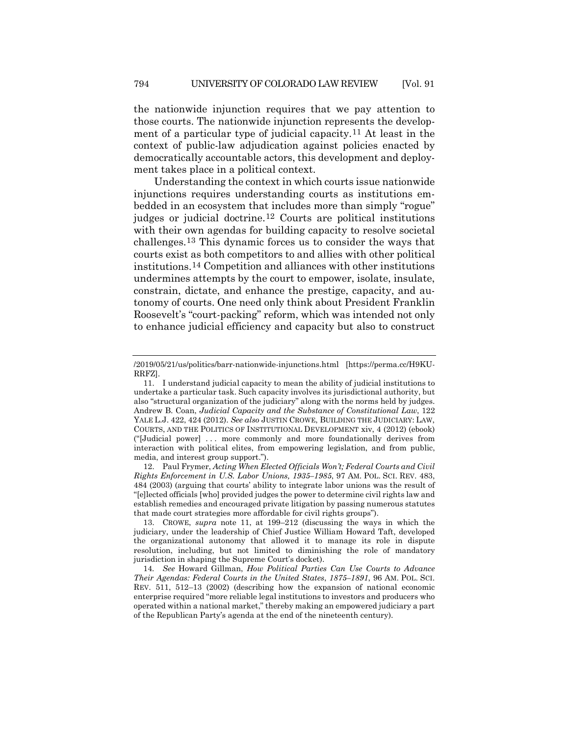the nationwide injunction requires that we pay attention to those courts. The nationwide injunction represents the development of a particular type of judicial capacity.[11] At least in the context of public-law adjudication against policies enacted by democratically accountable actors, this development and deployment takes place in a political context.

Understanding the context in which courts issue nationwide injunctions requires understanding courts as institutions embedded in an ecosystem that includes more than simply "rogue" judges or judicial doctrine.[12] Courts are political institutions with their own agendas for building capacity to resolve societal challenges.[13] This dynamic forces us to consider the ways that courts exist as both competitors to and allies with other political institutions.[14] Competition and alliances with other institutions undermines attempts by the court to empower, isolate, insulate, constrain, dictate, and enhance the prestige, capacity, and autonomy of courts. One need only think about President Franklin Roosevelt's "court-packing" reform, which was intended not only to enhance judicial efficiency and capacity but also to construct

---

/2019/05/21/us/politics/barr-nationwide-injunctions.html [https://perma.cc/H9KU-RRFZ].

11. I understand judicial capacity to mean the ability of judicial institutions to undertake a particular task. Such capacity involves its jurisdictional authority, but also "structural organization of the judiciary" along with the norms held by judges. Andrew B. Coan, *Judicial Capacity and the Substance of Constitutional Law*, 122 YALE L.J. 422, 424 (2012). *See also* JUSTIN CROWE, BUILDING THE JUDICIARY: LAW, COURTS, AND THE POLITICS OF INSTITUTIONAL DEVELOPMENT xiv, 4 (2012) (ebook) ("[Judicial power] . . . more commonly and more foundationally derives from interaction with political elites, from empowering legislation, and from public, media, and interest group support.").

12. Paul Frymer, *Acting When Elected Officials Won't; Federal Courts and Civil Rights Enforcement in U.S. Labor Unions, 1935–1985*, 97 AM. POL. SCI. REV. 483, 484 (2003) (arguing that courts' ability to integrate labor unions was the result of "[e]lected officials [who] provided judges the power to determine civil rights law and establish remedies and encouraged private litigation by passing numerous statutes that made court strategies more affordable for civil rights groups").

13. CROWE, *supra* note 11, at 199–212 (discussing the ways in which the judiciary, under the leadership of Chief Justice William Howard Taft, developed the organizational autonomy that allowed it to manage its role in dispute resolution, including, but not limited to diminishing the role of mandatory jurisdiction in shaping the Supreme Court's docket).

14. *See* Howard Gillman, *How Political Parties Can Use Courts to Advance Their Agendas: Federal Courts in the United States, 1875–1891*, 96 AM. POL. SCI. REV. 511, 512–13 (2002) (describing how the expansion of national economic enterprise required "more reliable legal institutions to investors and producers who operated within a national market," thereby making an empowered judiciary a part of the Republican Party's agenda at the end of the nineteenth century).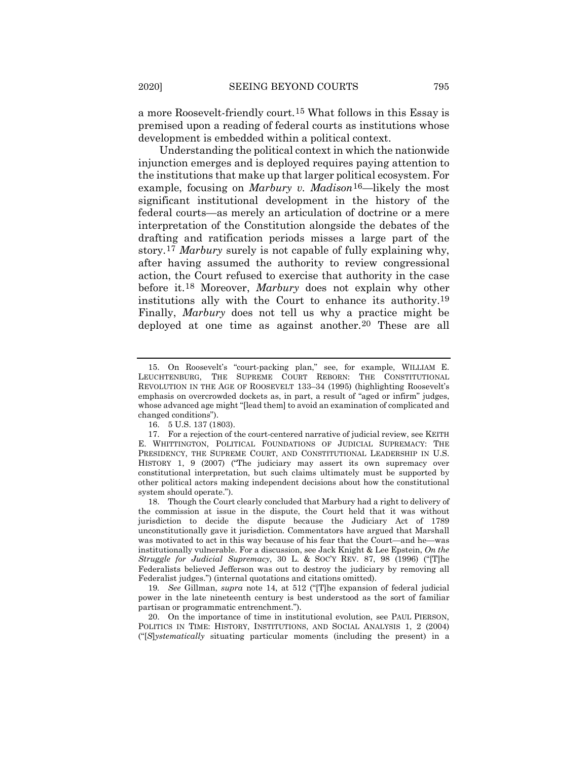a more Roosevelt-friendly court.[15] What follows in this Essay is premised upon a reading of federal courts as institutions whose development is embedded within a political context.

Understanding the political context in which the nationwide injunction emerges and is deployed requires paying attention to the institutions that make up that larger political ecosystem. For example, focusing on *Marbury v. Madison*[16]—likely the most significant institutional development in the history of the federal courts—as merely an articulation of doctrine or a mere interpretation of the Constitution alongside the debates of the drafting and ratification periods misses a large part of the story.[17] *Marbury* surely is not capable of fully explaining why, after having assumed the authority to review congressional action, the Court refused to exercise that authority in the case before it.[18] Moreover, *Marbury* does not explain why other institutions ally with the Court to enhance its authority.[19] Finally, *Marbury* does not tell us why a practice might be deployed at one time as against another.[20] These are all

---

15. On Roosevelt's "court-packing plan," see, for example, WILLIAM E. LEUCHTENBURG, THE SUPREME COURT REBORN: THE CONSTITUTIONAL REVOLUTION IN THE AGE OF ROOSEVELT 133–34 (1995) (highlighting Roosevelt's emphasis on overcrowded dockets as, in part, a result of "aged or infirm" judges, whose advanced age might "[lead them] to avoid an examination of complicated and changed conditions").

16. 5 U.S. 137 (1803).

17. For a rejection of the court-centered narrative of judicial review, see KEITH E. WHITTINGTON, POLITICAL FOUNDATIONS OF JUDICIAL SUPREMACY: THE PRESIDENCY, THE SUPREME COURT, AND CONSTITUTIONAL LEADERSHIP IN U.S. HISTORY 1, 9 (2007) ("The judiciary may assert its own supremacy over constitutional interpretation, but such claims ultimately must be supported by other political actors making independent decisions about how the constitutional system should operate.").

18. Though the Court clearly concluded that Marbury had a right to delivery of the commission at issue in the dispute, the Court held that it was without jurisdiction to decide the dispute because the Judiciary Act of 1789 unconstitutionally gave it jurisdiction. Commentators have argued that Marshall was motivated to act in this way because of his fear that the Court—and he—was institutionally vulnerable. For a discussion, see Jack Knight & Lee Epstein, *On the Struggle for Judicial Supremacy*, 30 L. & SOC'Y REV. 87, 98 (1996) ("[T]he Federalists believed Jefferson was out to destroy the judiciary by removing all Federalist judges.") (internal quotations and citations omitted).

19. *See* Gillman, *supra* note 14, at 512 ("[T]he expansion of federal judicial power in the late nineteenth century is best understood as the sort of familiar partisan or programmatic entrenchment.").

20. On the importance of time in institutional evolution, see PAUL PIERSON, POLITICS IN TIME: HISTORY, INSTITUTIONS, AND SOCIAL ANALYSIS 1, 2 (2004) ("[*S*]*ystematically* situating particular moments (including the present) in a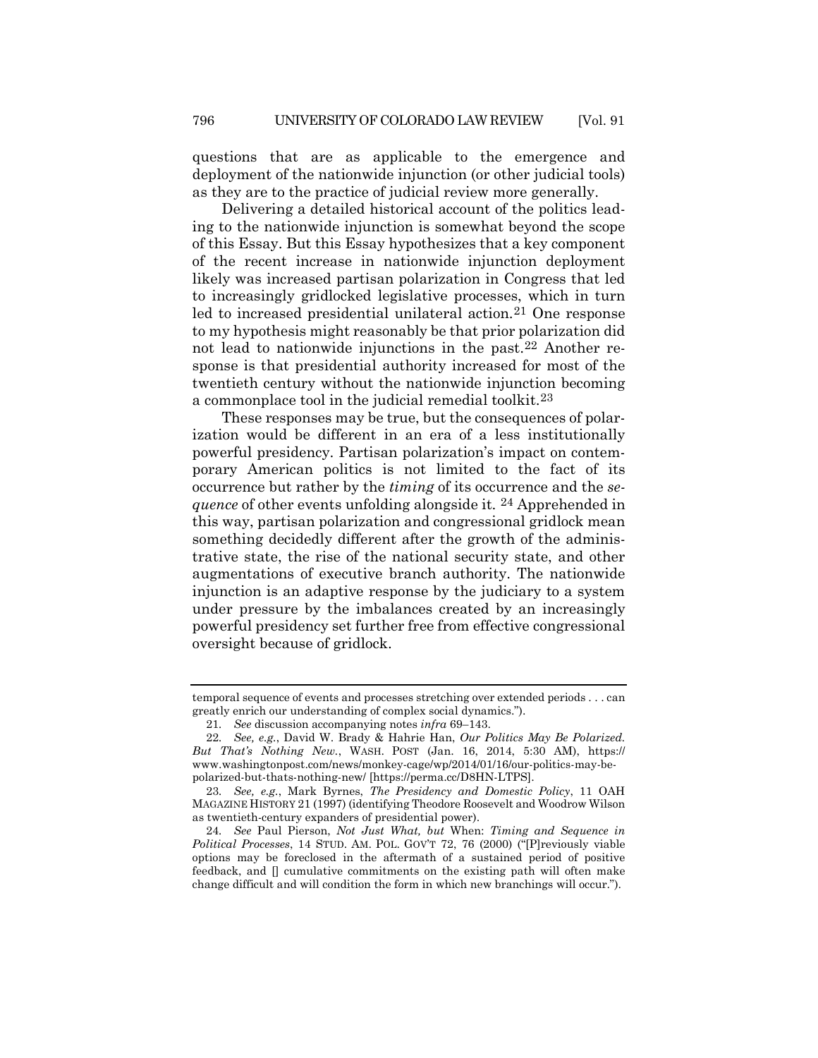questions that are as applicable to the emergence and deployment of the nationwide injunction (or other judicial tools) as they are to the practice of judicial review more generally.

Delivering a detailed historical account of the politics leading to the nationwide injunction is somewhat beyond the scope of this Essay. But this Essay hypothesizes that a key component of the recent increase in nationwide injunction deployment likely was increased partisan polarization in Congress that led to increasingly gridlocked legislative processes, which in turn led to increased presidential unilateral action.[21] One response to my hypothesis might reasonably be that prior polarization did not lead to nationwide injunctions in the past.[22] Another response is that presidential authority increased for most of the twentieth century without the nationwide injunction becoming a commonplace tool in the judicial remedial toolkit.[23]

These responses may be true, but the consequences of polarization would be different in an era of a less institutionally powerful presidency. Partisan polarization's impact on contemporary American politics is not limited to the fact of its occurrence but rather by the *timing* of its occurrence and the *sequence* of other events unfolding alongside it.[24] Apprehended in this way, partisan polarization and congressional gridlock mean something decidedly different after the growth of the administrative state, the rise of the national security state, and other augmentations of executive branch authority. The nationwide injunction is an adaptive response by the judiciary to a system under pressure by the imbalances created by an increasingly powerful presidency set further free from effective congressional oversight because of gridlock.

---

temporal sequence of events and processes stretching over extended periods . . . can greatly enrich our understanding of complex social dynamics.").

21. *See* discussion accompanying notes *infra* 69–143.

22. *See, e.g.*, David W. Brady & Hahrie Han, *Our Politics May Be Polarized. But That's Nothing New.*, WASH. POST (Jan. 16, 2014, 5:30 AM), https://www.washingtonpost.com/news/monkey-cage/wp/2014/01/16/our-politics-may-be-polarized-but-thats-nothing-new/ [https://perma.cc/D8HN-LTPS].

23. *See, e.g.*, Mark Byrnes, *The Presidency and Domestic Policy*, 11 OAH MAGAZINE HISTORY 21 (1997) (identifying Theodore Roosevelt and Woodrow Wilson as twentieth-century expanders of presidential power).

24. *See* Paul Pierson, *Not Just What, but* When: *Timing and Sequence in Political Processes*, 14 STUD. AM. POL. GOV'T 72, 76 (2000) ("[P]reviously viable options may be foreclosed in the aftermath of a sustained period of positive feedback, and [] cumulative commitments on the existing path will often make change difficult and will condition the form in which new branchings will occur.").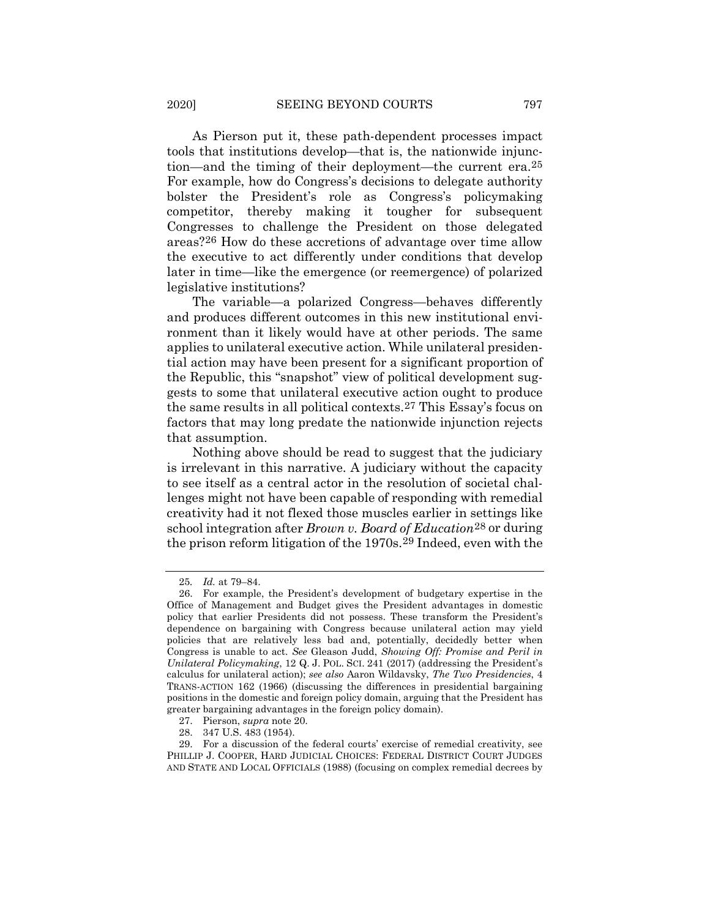As Pierson put it, these path-dependent processes impact tools that institutions develop—that is, the nationwide injunction—and the timing of their deployment—the current era.[25] For example, how do Congress's decisions to delegate authority bolster the President's role as Congress's policymaking competitor, thereby making it tougher for subsequent Congresses to challenge the President on those delegated areas?[26] How do these accretions of advantage over time allow the executive to act differently under conditions that develop later in time—like the emergence (or reemergence) of polarized legislative institutions?

The variable—a polarized Congress—behaves differently and produces different outcomes in this new institutional environment than it likely would have at other periods. The same applies to unilateral executive action. While unilateral presidential action may have been present for a significant proportion of the Republic, this "snapshot" view of political development suggests to some that unilateral executive action ought to produce the same results in all political contexts.[27] This Essay's focus on factors that may long predate the nationwide injunction rejects that assumption.

Nothing above should be read to suggest that the judiciary is irrelevant in this narrative. A judiciary without the capacity to see itself as a central actor in the resolution of societal challenges might not have been capable of responding with remedial creativity had it not flexed those muscles earlier in settings like school integration after *Brown v. Board of Education*[28] or during the prison reform litigation of the 1970s.[29] Indeed, even with the

---

25. *Id.* at 79–84.

26. For example, the President's development of budgetary expertise in the Office of Management and Budget gives the President advantages in domestic policy that earlier Presidents did not possess. These transform the President's dependence on bargaining with Congress because unilateral action may yield policies that are relatively less bad and, potentially, decidedly better when Congress is unable to act. *See* Gleason Judd, *Showing Off: Promise and Peril in Unilateral Policymaking*, 12 Q. J. POL. SCI. 241 (2017) (addressing the President's calculus for unilateral action); *see also* Aaron Wildavsky, *The Two Presidencies*, 4 TRANS-ACTION 162 (1966) (discussing the differences in presidential bargaining positions in the domestic and foreign policy domain, arguing that the President has greater bargaining advantages in the foreign policy domain).

27. Pierson, *supra* note 20.

28. 347 U.S. 483 (1954).

29. For a discussion of the federal courts' exercise of remedial creativity, see PHILLIP J. COOPER, HARD JUDICIAL CHOICES: FEDERAL DISTRICT COURT JUDGES AND STATE AND LOCAL OFFICIALS (1988) (focusing on complex remedial decrees by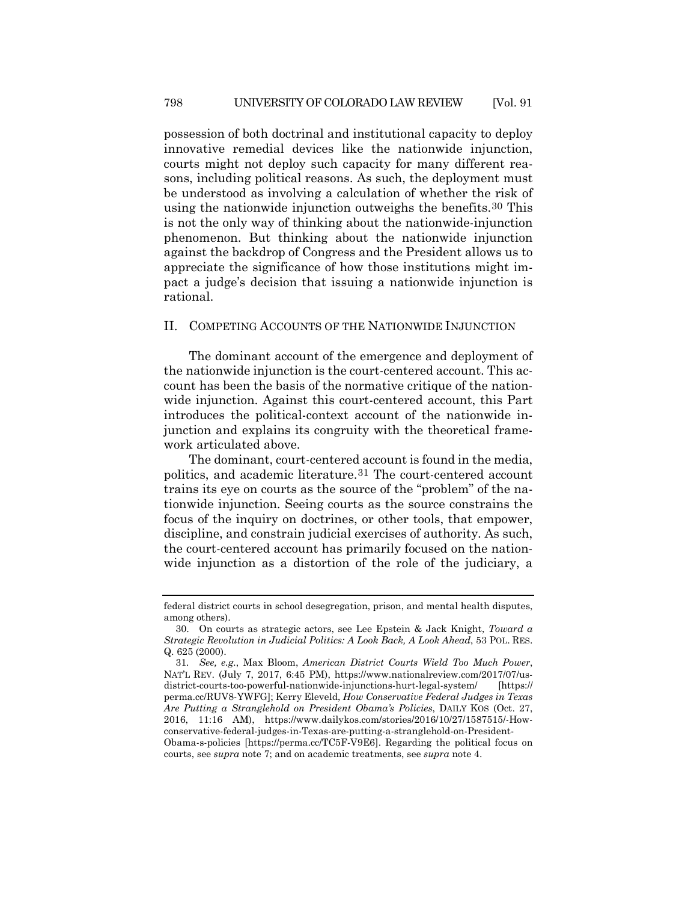possession of both doctrinal and institutional capacity to deploy innovative remedial devices like the nationwide injunction, courts might not deploy such capacity for many different reasons, including political reasons. As such, the deployment must be understood as involving a calculation of whether the risk of using the nationwide injunction outweighs the benefits.[30] This is not the only way of thinking about the nationwide-injunction phenomenon. But thinking about the nationwide injunction against the backdrop of Congress and the President allows us to appreciate the significance of how those institutions might impact a judge's decision that issuing a nationwide injunction is rational.

## II. Competing Accounts of the Nationwide Injunction

The dominant account of the emergence and deployment of the nationwide injunction is the court-centered account. This account has been the basis of the normative critique of the nationwide injunction. Against this court-centered account, this Part introduces the political-context account of the nationwide injunction and explains its congruity with the theoretical framework articulated above.

The dominant, court-centered account is found in the media, politics, and academic literature.[31] The court-centered account trains its eye on courts as the source of the "problem" of the nationwide injunction. Seeing courts as the source constrains the focus of the inquiry on doctrines, or other tools, that empower, discipline, and constrain judicial exercises of authority. As such, the court-centered account has primarily focused on the nationwide injunction as a distortion of the role of the judiciary, a

---

federal district courts in school desegregation, prison, and mental health disputes, among others).

30. On courts as strategic actors, see Lee Epstein & Jack Knight, *Toward a Strategic Revolution in Judicial Politics: A Look Back, A Look Ahead*, 53 POL. RES. Q. 625 (2000).

31. *See, e.g.*, Max Bloom, *American District Courts Wield Too Much Power*, NAT'L REV. (July 7, 2017, 6:45 PM), https://www.nationalreview.com/2017/07/us-district-courts-too-powerful-nationwide-injunctions-hurt-legal-system/ [https://perma.cc/RUV8-YWFG]; Kerry Eleveld, *How Conservative Federal Judges in Texas Are Putting a Stranglehold on President Obama's Policies*, DAILY KOS (Oct. 27, 2016, 11:16 AM), https://www.dailykos.com/stories/2016/10/27/1587515/-How-conservative-federal-judges-in-Texas-are-putting-a-stranglehold-on-President-Obama-s-policies [https://perma.cc/TC5F-V9E6]. Regarding the political focus on courts, see *supra* note 7; and on academic treatments, see *supra* note 4.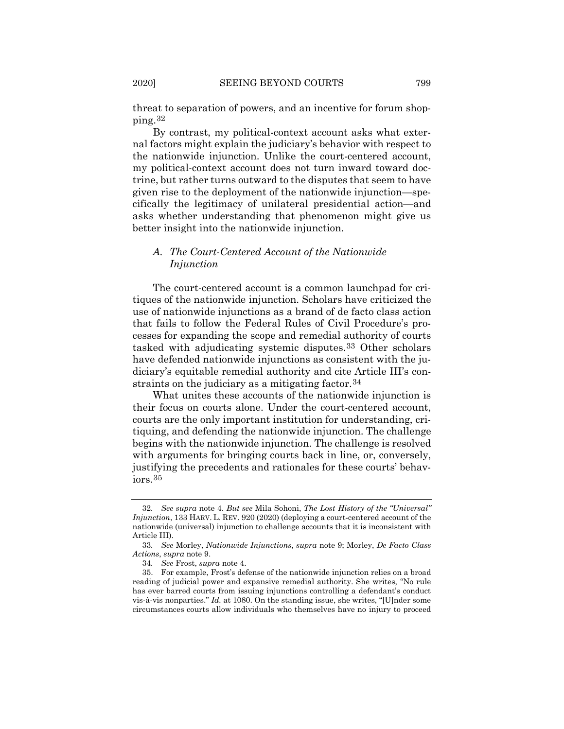threat to separation of powers, and an incentive for forum shopping.[32]

By contrast, my political-context account asks what external factors might explain the judiciary's behavior with respect to the nationwide injunction. Unlike the court-centered account, my political-context account does not turn inward toward doctrine, but rather turns outward to the disputes that seem to have given rise to the deployment of the nationwide injunction—specifically the legitimacy of unilateral presidential action—and asks whether understanding that phenomenon might give us better insight into the nationwide injunction.

### A. *The Court-Centered Account of the Nationwide Injunction*

The court-centered account is a common launchpad for critiques of the nationwide injunction. Scholars have criticized the use of nationwide injunctions as a brand of de facto class action that fails to follow the Federal Rules of Civil Procedure's processes for expanding the scope and remedial authority of courts tasked with adjudicating systemic disputes.[33] Other scholars have defended nationwide injunctions as consistent with the judiciary's equitable remedial authority and cite Article III's constraints on the judiciary as a mitigating factor.[34]

What unites these accounts of the nationwide injunction is their focus on courts alone. Under the court-centered account, courts are the only important institution for understanding, critiquing, and defending the nationwide injunction. The challenge begins with the nationwide injunction. The challenge is resolved with arguments for bringing courts back in line, or, conversely, justifying the precedents and rationales for these courts' behaviors.[35]

---

32. *See supra* note 4. *But see* Mila Sohoni, *The Lost History of the "Universal" Injunction*, 133 HARV. L. REV. 920 (2020) (deploying a court-centered account of the nationwide (universal) injunction to challenge accounts that it is inconsistent with Article III).

33. *See* Morley, *Nationwide Injunctions*, *supra* note 9; Morley, *De Facto Class Actions*, *supra* note 9.

34. *See* Frost, *supra* note 4.

35. For example, Frost's defense of the nationwide injunction relies on a broad reading of judicial power and expansive remedial authority. She writes, "No rule has ever barred courts from issuing injunctions controlling a defendant's conduct vis-à-vis nonparties." *Id.* at 1080. On the standing issue, she writes, "[U]nder some circumstances courts allow individuals who themselves have no injury to proceed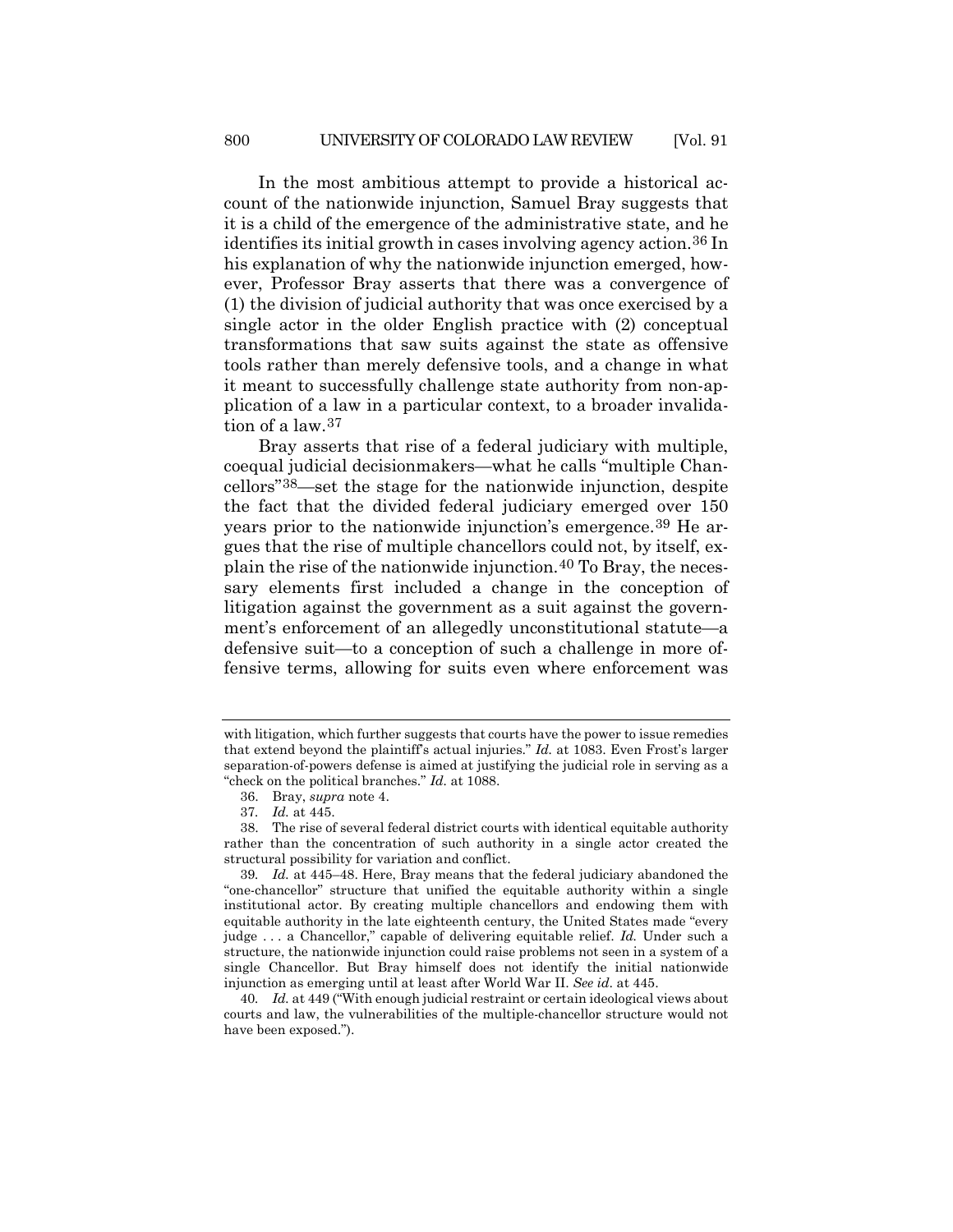In the most ambitious attempt to provide a historical account of the nationwide injunction, Samuel Bray suggests that it is a child of the emergence of the administrative state, and he identifies its initial growth in cases involving agency action.[36] In his explanation of why the nationwide injunction emerged, however, Professor Bray asserts that there was a convergence of (1) the division of judicial authority that was once exercised by a single actor in the older English practice with (2) conceptual transformations that saw suits against the state as offensive tools rather than merely defensive tools, and a change in what it meant to successfully challenge state authority from non-application of a law in a particular context, to a broader invalidation of a law.[37]

Bray asserts that rise of a federal judiciary with multiple, coequal judicial decisionmakers—what he calls "multiple Chancellors"[38]—set the stage for the nationwide injunction, despite the fact that the divided federal judiciary emerged over 150 years prior to the nationwide injunction's emergence.[39] He argues that the rise of multiple chancellors could not, by itself, explain the rise of the nationwide injunction.[40] To Bray, the necessary elements first included a change in the conception of litigation against the government as a suit against the government's enforcement of an allegedly unconstitutional statute—a defensive suit—to a conception of such a challenge in more offensive terms, allowing for suits even where enforcement was

---

with litigation, which further suggests that courts have the power to issue remedies that extend beyond the plaintiff's actual injuries." *Id.* at 1083. Even Frost's larger separation-of-powers defense is aimed at justifying the judicial role in serving as a "check on the political branches." *Id.* at 1088.

36. Bray, *supra* note 4.

37. *Id.* at 445.

38. The rise of several federal district courts with identical equitable authority rather than the concentration of such authority in a single actor created the structural possibility for variation and conflict.

39. *Id.* at 445–48. Here, Bray means that the federal judiciary abandoned the "one-chancellor" structure that unified the equitable authority within a single institutional actor. By creating multiple chancellors and endowing them with equitable authority in the late eighteenth century, the United States made "every judge . . . a Chancellor," capable of delivering equitable relief. *Id.* Under such a structure, the nationwide injunction could raise problems not seen in a system of a single Chancellor. But Bray himself does not identify the initial nationwide injunction as emerging until at least after World War II. *See id.* at 445.

40. *Id.* at 449 ("With enough judicial restraint or certain ideological views about courts and law, the vulnerabilities of the multiple-chancellor structure would not have been exposed.").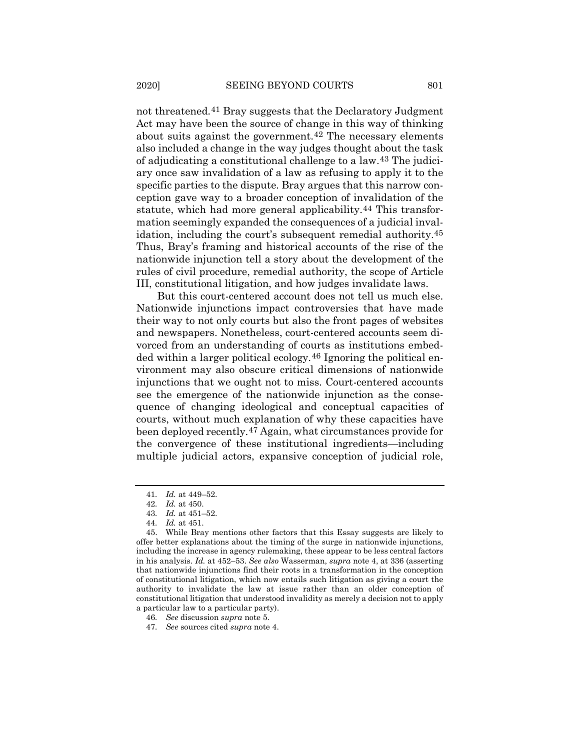not threatened.[41] Bray suggests that the Declaratory Judgment Act may have been the source of change in this way of thinking about suits against the government.[42] The necessary elements also included a change in the way judges thought about the task of adjudicating a constitutional challenge to a law.[43] The judiciary once saw invalidation of a law as refusing to apply it to the specific parties to the dispute. Bray argues that this narrow conception gave way to a broader conception of invalidation of the statute, which had more general applicability.[44] This transformation seemingly expanded the consequences of a judicial invalidation, including the court's subsequent remedial authority.[45] Thus, Bray's framing and historical accounts of the rise of the nationwide injunction tell a story about the development of the rules of civil procedure, remedial authority, the scope of Article III, constitutional litigation, and how judges invalidate laws.

But this court-centered account does not tell us much else. Nationwide injunctions impact controversies that have made their way to not only courts but also the front pages of websites and newspapers. Nonetheless, court-centered accounts seem divorced from an understanding of courts as institutions embedded within a larger political ecology.[46] Ignoring the political environment may also obscure critical dimensions of nationwide injunctions that we ought not to miss. Court-centered accounts see the emergence of the nationwide injunction as the consequence of changing ideological and conceptual capacities of courts, without much explanation of why these capacities have been deployed recently.[47] Again, what circumstances provide for the convergence of these institutional ingredients—including multiple judicial actors, expansive conception of judicial role,

41. *Id.* at 449–52.

42. *Id.* at 450.

43. *Id.* at 451–52.

44. *Id.* at 451.

45. While Bray mentions other factors that this Essay suggests are likely to offer better explanations about the timing of the surge in nationwide injunctions, including the increase in agency rulemaking, these appear to be less central factors in his analysis. *Id.* at 452–53. *See also* Wasserman, *supra* note 4, at 336 (asserting that nationwide injunctions find their roots in a transformation in the conception of constitutional litigation, which now entails such litigation as giving a court the authority to invalidate the law at issue rather than an older conception of constitutional litigation that understood invalidity as merely a decision not to apply a particular law to a particular party).

46. *See* discussion *supra* note 5.

47. *See* sources cited *supra* note 4.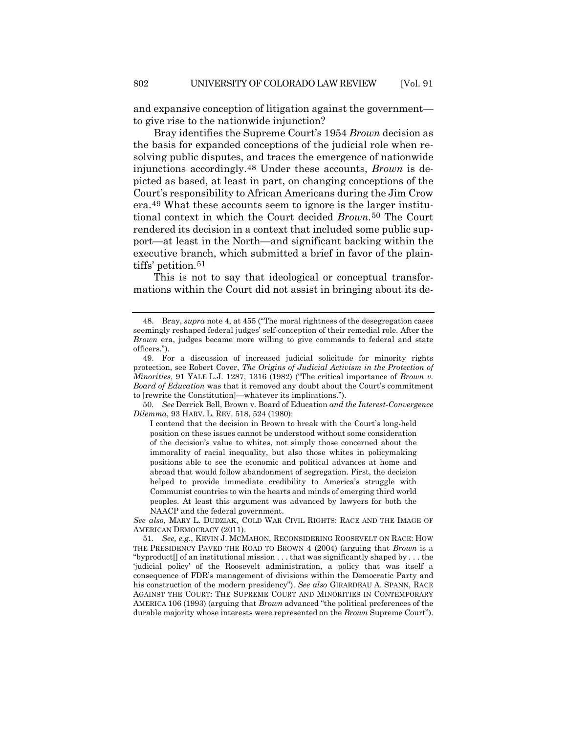and expansive conception of litigation against the government—to give rise to the nationwide injunction?

Bray identifies the Supreme Court's 1954 *Brown* decision as the basis for expanded conceptions of the judicial role when resolving public disputes, and traces the emergence of nationwide injunctions accordingly.[48] Under these accounts, *Brown* is depicted as based, at least in part, on changing conceptions of the Court's responsibility to African Americans during the Jim Crow era.[49] What these accounts seem to ignore is the larger institutional context in which the Court decided *Brown*.[50] The Court rendered its decision in a context that included some public support—at least in the North—and significant backing within the executive branch, which submitted a brief in favor of the plaintiffs' petition.[51]

This is not to say that ideological or conceptual transformations within the Court did not assist in bringing about its de-

---

48. Bray, *supra* note 4, at 455 ("The moral rightness of the desegregation cases seemingly reshaped federal judges' self-conception of their remedial role. After the *Brown* era, judges became more willing to give commands to federal and state officers.").

49. For a discussion of increased judicial solicitude for minority rights protection, see Robert Cover, *The Origins of Judicial Activism in the Protection of Minorities*, 91 YALE L.J. 1287, 1316 (1982) ("The critical importance of *Brown v. Board of Education* was that it removed any doubt about the Court's commitment to [rewrite the Constitution]—whatever its implications.").

50. *See* Derrick Bell, Brown v. Board of Education *and the Interest-Convergence Dilemma*, 93 HARV. L. REV. 518, 524 (1980):

> I contend that the decision in Brown to break with the Court's long-held position on these issues cannot be understood without some consideration of the decision's value to whites, not simply those concerned about the immorality of racial inequality, but also those whites in policymaking positions able to see the economic and political advances at home and abroad that would follow abandonment of segregation. First, the decision helped to provide immediate credibility to America's struggle with Communist countries to win the hearts and minds of emerging third world peoples. At least this argument was advanced by lawyers for both the NAACP and the federal government.

*See also*, MARY L. DUDZIAK, COLD WAR CIVIL RIGHTS: RACE AND THE IMAGE OF AMERICAN DEMOCRACY (2011).

51. *See, e.g.*, KEVIN J. MCMAHON, RECONSIDERING ROOSEVELT ON RACE: HOW THE PRESIDENCY PAVED THE ROAD TO BROWN 4 (2004) (arguing that *Brown* is a "byproduct[] of an institutional mission . . . that was significantly shaped by . . . the 'judicial policy' of the Roosevelt administration, a policy that was itself a consequence of FDR's management of divisions within the Democratic Party and his construction of the modern presidency"). *See also* GIRARDEAU A. SPANN, RACE AGAINST THE COURT: THE SUPREME COURT AND MINORITIES IN CONTEMPORARY AMERICA 106 (1993) (arguing that *Brown* advanced "the political preferences of the durable majority whose interests were represented on the *Brown* Supreme Court").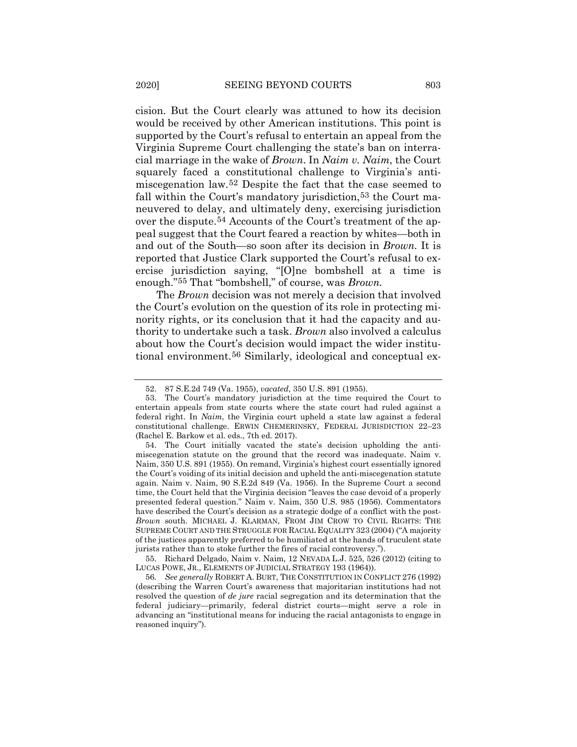cision. But the Court clearly was attuned to how its decision would be received by other American institutions. This point is supported by the Court's refusal to entertain an appeal from the Virginia Supreme Court challenging the state's ban on interracial marriage in the wake of *Brown*. In *Naim v. Naim*, the Court squarely faced a constitutional challenge to Virginia's anti-miscegenation law.[52] Despite the fact that the case seemed to fall within the Court's mandatory jurisdiction,[53] the Court maneuvered to delay, and ultimately deny, exercising jurisdiction over the dispute.[54] Accounts of the Court's treatment of the appeal suggest that the Court feared a reaction by whites—both in and out of the South—so soon after its decision in *Brown*. It is reported that Justice Clark supported the Court's refusal to exercise jurisdiction saying, "[O]ne bombshell at a time is enough."[55] That "bombshell," of course, was *Brown*.

The *Brown* decision was not merely a decision that involved the Court's evolution on the question of its role in protecting minority rights, or its conclusion that it had the capacity and authority to undertake such a task. *Brown* also involved a calculus about how the Court's decision would impact the wider institutional environment.[56] Similarly, ideological and conceptual ex-

---

52. 87 S.E.2d 749 (Va. 1955), *vacated*, 350 U.S. 891 (1955).

53. The Court's mandatory jurisdiction at the time required the Court to entertain appeals from state courts where the state court had ruled against a federal right. In *Naim*, the Virginia court upheld a state law against a federal constitutional challenge. ERWIN CHEMERINSKY, FEDERAL JURISDICTION 22–23 (Rachel E. Barkow et al. eds., 7th ed. 2017).

54. The Court initially vacated the state's decision upholding the anti-miscegenation statute on the ground that the record was inadequate. Naim v. Naim, 350 U.S. 891 (1955). On remand, Virginia's highest court essentially ignored the Court's voiding of its initial decision and upheld the anti-miscegenation statute again. Naim v. Naim, 90 S.E.2d 849 (Va. 1956). In the Supreme Court a second time, the Court held that the Virginia decision "leaves the case devoid of a properly presented federal question." Naim v. Naim, 350 U.S. 985 (1956). Commentators have described the Court's decision as a strategic dodge of a conflict with the post-*Brown* south. MICHAEL J. KLARMAN, FROM JIM CROW TO CIVIL RIGHTS: THE SUPREME COURT AND THE STRUGGLE FOR RACIAL EQUALITY 323 (2004) ("A majority of the justices apparently preferred to be humiliated at the hands of truculent state jurists rather than to stoke further the fires of racial controversy.").

55. Richard Delgado, Naim v. Naim, 12 NEVADA L.J. 525, 526 (2012) (citing to LUCAS POWE, JR., ELEMENTS OF JUDICIAL STRATEGY 193 (1964)).

56. *See generally* ROBERT A. BURT, THE CONSTITUTION IN CONFLICT 276 (1992) (describing the Warren Court's awareness that majoritarian institutions had not resolved the question of *de jure* racial segregation and its determination that the federal judiciary—primarily, federal district courts—might serve a role in advancing an "institutional means for inducing the racial antagonists to engage in reasoned inquiry").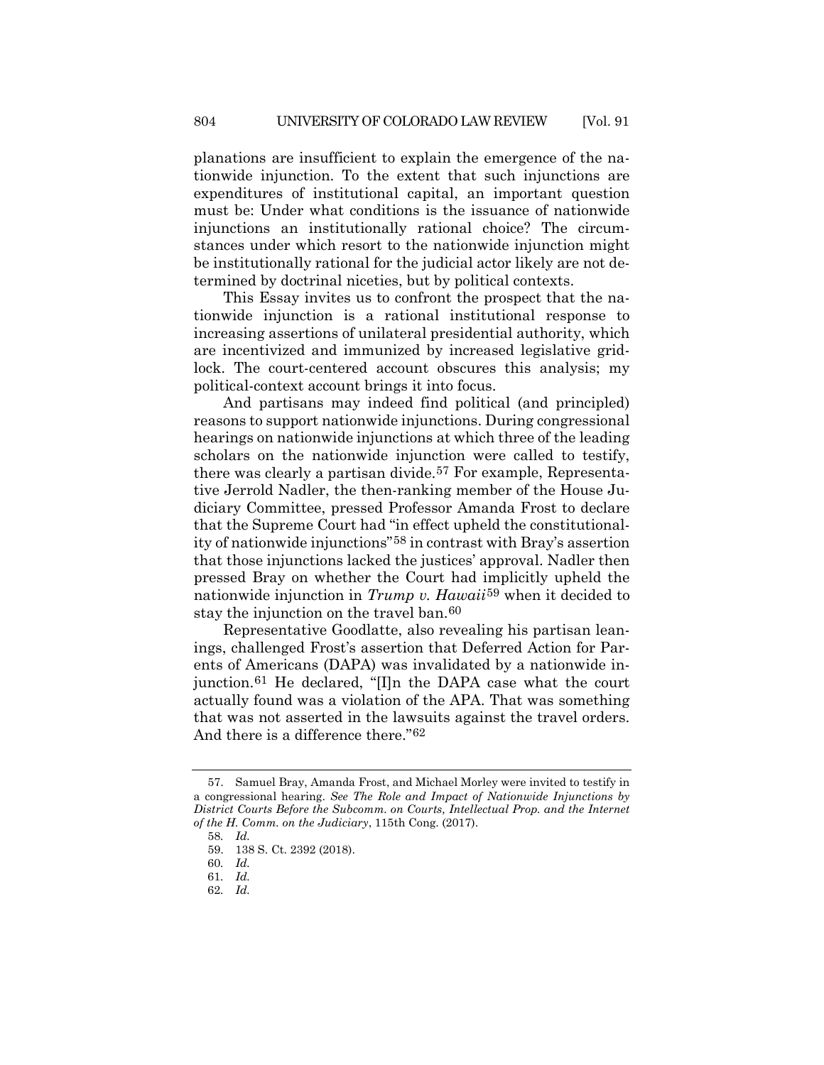planations are insufficient to explain the emergence of the nationwide injunction. To the extent that such injunctions are expenditures of institutional capital, an important question must be: Under what conditions is the issuance of nationwide injunctions an institutionally rational choice? The circumstances under which resort to the nationwide injunction might be institutionally rational for the judicial actor likely are not determined by doctrinal niceties, but by political contexts.

This Essay invites us to confront the prospect that the nationwide injunction is a rational institutional response to increasing assertions of unilateral presidential authority, which are incentivized and immunized by increased legislative gridlock. The court-centered account obscures this analysis; my political-context account brings it into focus.

And partisans may indeed find political (and principled) reasons to support nationwide injunctions. During congressional hearings on nationwide injunctions at which three of the leading scholars on the nationwide injunction were called to testify, there was clearly a partisan divide.[57] For example, Representative Jerrold Nadler, the then-ranking member of the House Judiciary Committee, pressed Professor Amanda Frost to declare that the Supreme Court had "in effect upheld the constitutionality of nationwide injunctions"[58] in contrast with Bray's assertion that those injunctions lacked the justices' approval. Nadler then pressed Bray on whether the Court had implicitly upheld the nationwide injunction in *Trump v. Hawaii*[59] when it decided to stay the injunction on the travel ban.[60]

Representative Goodlatte, also revealing his partisan leanings, challenged Frost's assertion that Deferred Action for Parents of Americans (DAPA) was invalidated by a nationwide injunction.[61] He declared, "[I]n the DAPA case what the court actually found was a violation of the APA. That was something that was not asserted in the lawsuits against the travel orders. And there is a difference there."[62]

---

57. Samuel Bray, Amanda Frost, and Michael Morley were invited to testify in a congressional hearing. *See The Role and Impact of Nationwide Injunctions by District Courts Before the Subcomm. on Courts, Intellectual Prop. and the Internet of the H. Comm. on the Judiciary*, 115th Cong. (2017).

58. *Id.*

59. 138 S. Ct. 2392 (2018).

60. *Id.*

61. *Id.*

62. *Id.*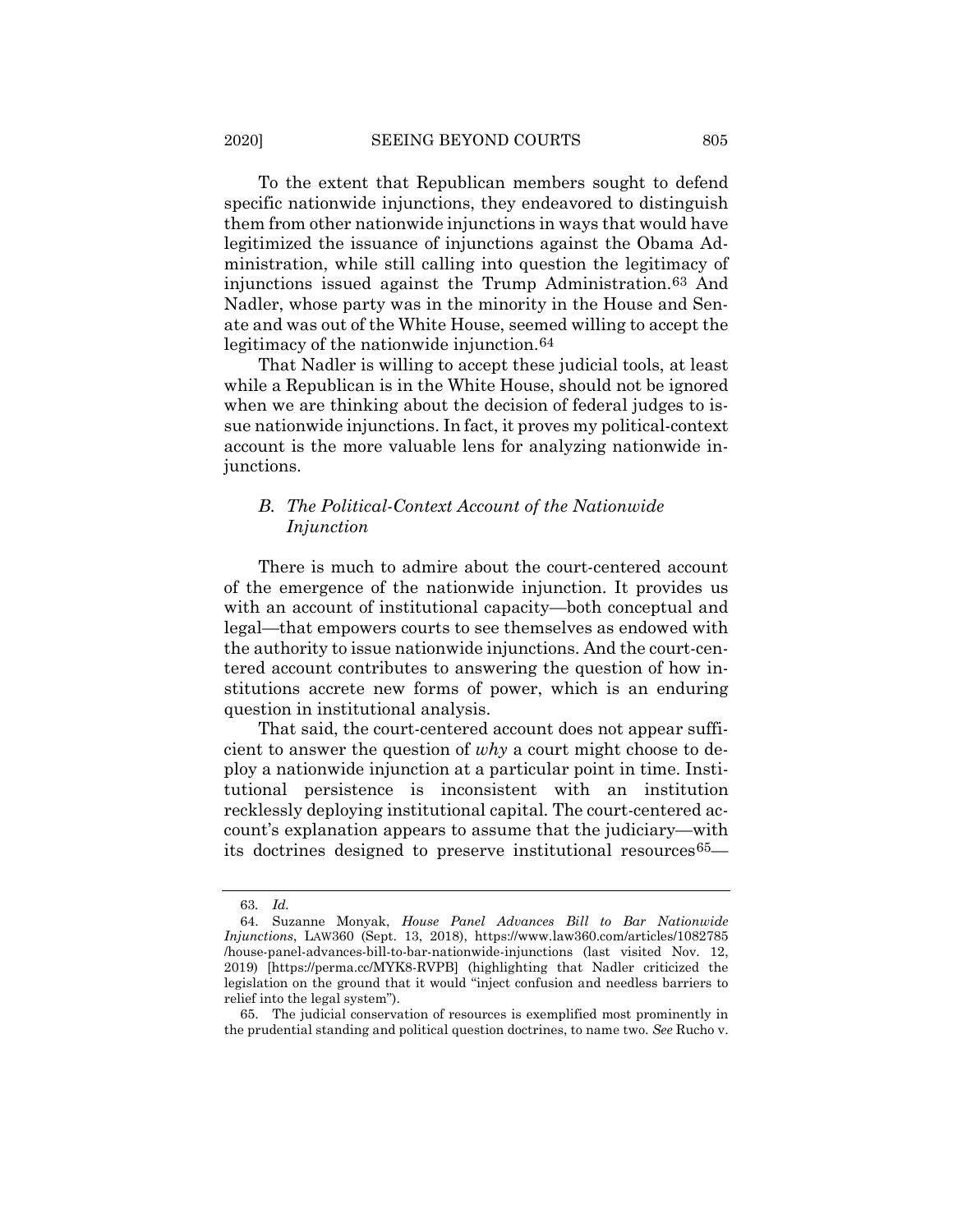To the extent that Republican members sought to defend specific nationwide injunctions, they endeavored to distinguish them from other nationwide injunctions in ways that would have legitimized the issuance of injunctions against the Obama Administration, while still calling into question the legitimacy of injunctions issued against the Trump Administration.[63] And Nadler, whose party was in the minority in the House and Senate and was out of the White House, seemed willing to accept the legitimacy of the nationwide injunction.[64]

That Nadler is willing to accept these judicial tools, at least while a Republican is in the White House, should not be ignored when we are thinking about the decision of federal judges to issue nationwide injunctions. In fact, it proves my political-context account is the more valuable lens for analyzing nationwide injunctions.

### *B. The Political-Context Account of the Nationwide Injunction*

There is much to admire about the court-centered account of the emergence of the nationwide injunction. It provides us with an account of institutional capacity—both conceptual and legal—that empowers courts to see themselves as endowed with the authority to issue nationwide injunctions. And the court-centered account contributes to answering the question of how institutions accrete new forms of power, which is an enduring question in institutional analysis.

That said, the court-centered account does not appear sufficient to answer the question of *why* a court might choose to deploy a nationwide injunction at a particular point in time. Institutional persistence is inconsistent with an institution recklessly deploying institutional capital. The court-centered account's explanation appears to assume that the judiciary—with its doctrines designed to preserve institutional resources[65]—

---

63. *Id.*

64. Suzanne Monyak, *House Panel Advances Bill to Bar Nationwide Injunctions*, LAW360 (Sept. 13, 2018), https://www.law360.com/articles/1082785/house-panel-advances-bill-to-bar-nationwide-injunctions (last visited Nov. 12, 2019) [https://perma.cc/MYK8-RVPB] (highlighting that Nadler criticized the legislation on the ground that it would "inject confusion and needless barriers to relief into the legal system").

65. The judicial conservation of resources is exemplified most prominently in the prudential standing and political question doctrines, to name two. *See* Rucho v.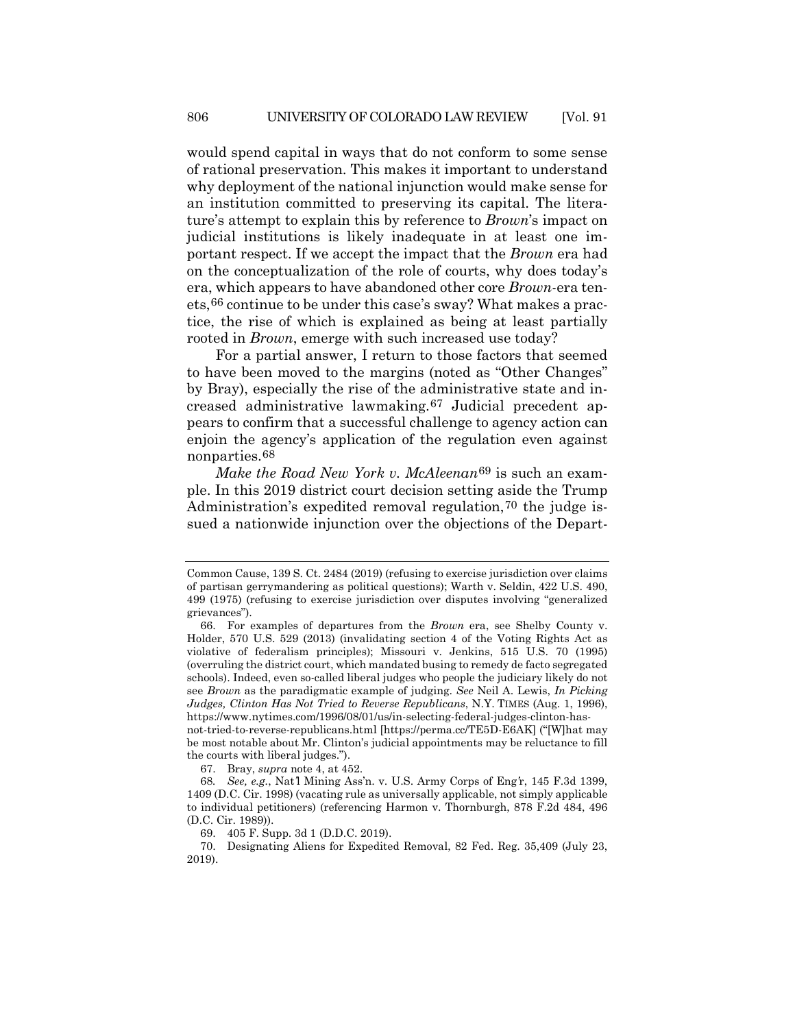would spend capital in ways that do not conform to some sense of rational preservation. This makes it important to understand why deployment of the national injunction would make sense for an institution committed to preserving its capital. The literature's attempt to explain this by reference to *Brown*'s impact on judicial institutions is likely inadequate in at least one important respect. If we accept the impact that the *Brown* era had on the conceptualization of the role of courts, why does today's era, which appears to have abandoned other core *Brown*-era tenets,[66] continue to be under this case's sway? What makes a practice, the rise of which is explained as being at least partially rooted in *Brown*, emerge with such increased use today?

For a partial answer, I return to those factors that seemed to have been moved to the margins (noted as "Other Changes" by Bray), especially the rise of the administrative state and increased administrative lawmaking.[67] Judicial precedent appears to confirm that a successful challenge to agency action can enjoin the agency's application of the regulation even against nonparties.[68]

*Make the Road New York v. McAleenan*[69] is such an example. In this 2019 district court decision setting aside the Trump Administration's expedited removal regulation,[70] the judge issued a nationwide injunction over the objections of the Depart-

---

Common Cause, 139 S. Ct. 2484 (2019) (refusing to exercise jurisdiction over claims of partisan gerrymandering as political questions); Warth v. Seldin, 422 U.S. 490, 499 (1975) (refusing to exercise jurisdiction over disputes involving "generalized grievances").

66. For examples of departures from the *Brown* era, see Shelby County v. Holder, 570 U.S. 529 (2013) (invalidating section 4 of the Voting Rights Act as violative of federalism principles); Missouri v. Jenkins, 515 U.S. 70 (1995) (overruling the district court, which mandated busing to remedy de facto segregated schools). Indeed, even so-called liberal judges who people the judiciary likely do not see *Brown* as the paradigmatic example of judging. *See* Neil A. Lewis, *In Picking Judges, Clinton Has Not Tried to Reverse Republicans*, N.Y. TIMES (Aug. 1, 1996), https://www.nytimes.com/1996/08/01/us/in-selecting-federal-judges-clinton-has-not-tried-to-reverse-republicans.html [https://perma.cc/TE5D-E6AK] ("[W]hat may be most notable about Mr. Clinton's judicial appointments may be reluctance to fill the courts with liberal judges.").

67. Bray, *supra* note 4, at 452.

68. *See, e.g.*, Nat'l Mining Ass'n. v. U.S. Army Corps of Eng'r, 145 F.3d 1399, 1409 (D.C. Cir. 1998) (vacating rule as universally applicable, not simply applicable to individual petitioners) (referencing Harmon v. Thornburgh, 878 F.2d 484, 496 (D.C. Cir. 1989)).

69. 405 F. Supp. 3d 1 (D.D.C. 2019).

70. Designating Aliens for Expedited Removal, 82 Fed. Reg. 35,409 (July 23, 2019).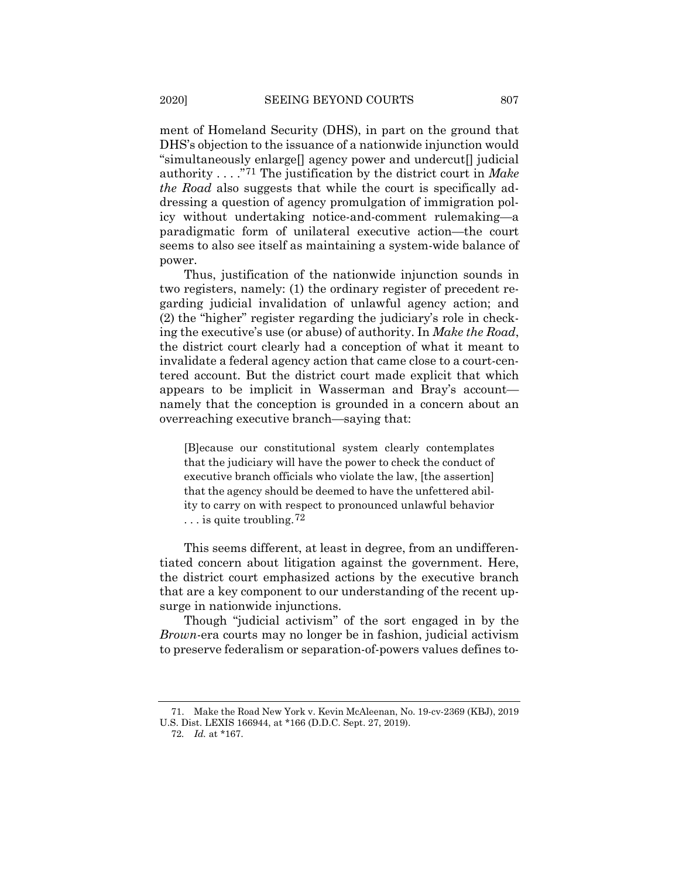ment of Homeland Security (DHS), in part on the ground that DHS's objection to the issuance of a nationwide injunction would "simultaneously enlarge[] agency power and undercut[] judicial authority . . . ."[71] The justification by the district court in *Make the Road* also suggests that while the court is specifically addressing a question of agency promulgation of immigration policy without undertaking notice-and-comment rulemaking—a paradigmatic form of unilateral executive action—the court seems to also see itself as maintaining a system-wide balance of power.

Thus, justification of the nationwide injunction sounds in two registers, namely: (1) the ordinary register of precedent regarding judicial invalidation of unlawful agency action; and (2) the "higher" register regarding the judiciary's role in checking the executive's use (or abuse) of authority. In *Make the Road*, the district court clearly had a conception of what it meant to invalidate a federal agency action that came close to a court-centered account. But the district court made explicit that which appears to be implicit in Wasserman and Bray's account—namely that the conception is grounded in a concern about an overreaching executive branch—saying that:

> [B]ecause our constitutional system clearly contemplates that the judiciary will have the power to check the conduct of executive branch officials who violate the law, [the assertion] that the agency should be deemed to have the unfettered ability to carry on with respect to pronounced unlawful behavior . . . is quite troubling.[72]

This seems different, at least in degree, from an undifferentiated concern about litigation against the government. Here, the district court emphasized actions by the executive branch that are a key component to our understanding of the recent upsurge in nationwide injunctions.

Though "judicial activism" of the sort engaged in by the *Brown*-era courts may no longer be in fashion, judicial activism to preserve federalism or separation-of-powers values defines to-

---

71. Make the Road New York v. Kevin McAleenan, No. 19-cv-2369 (KBJ), 2019 U.S. Dist. LEXIS 166944, at *166 (D.D.C. Sept. 27, 2019).

72. *Id.* at *167.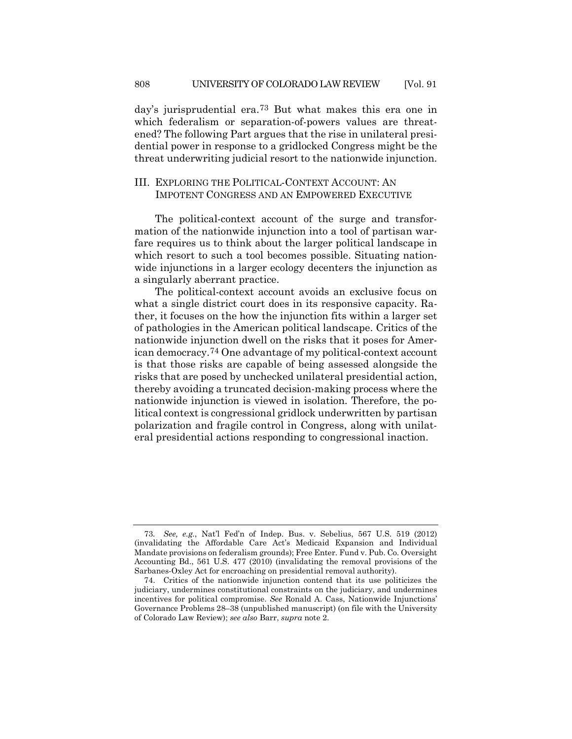day's jurisprudential era.[73] But what makes this era one in which federalism or separation-of-powers values are threatened? The following Part argues that the rise in unilateral presidential power in response to a gridlocked Congress might be the threat underwriting judicial resort to the nationwide injunction.

## III. EXPLORING THE POLITICAL-CONTEXT ACCOUNT: AN IMPOTENT CONGRESS AND AN EMPOWERED EXECUTIVE

The political-context account of the surge and transformation of the nationwide injunction into a tool of partisan warfare requires us to think about the larger political landscape in which resort to such a tool becomes possible. Situating nationwide injunctions in a larger ecology decenters the injunction as a singularly aberrant practice.

The political-context account avoids an exclusive focus on what a single district court does in its responsive capacity. Rather, it focuses on the how the injunction fits within a larger set of pathologies in the American political landscape. Critics of the nationwide injunction dwell on the risks that it poses for American democracy.[74] One advantage of my political-context account is that those risks are capable of being assessed alongside the risks that are posed by unchecked unilateral presidential action, thereby avoiding a truncated decision-making process where the nationwide injunction is viewed in isolation. Therefore, the political context is congressional gridlock underwritten by partisan polarization and fragile control in Congress, along with unilateral presidential actions responding to congressional inaction.

---

73. *See, e.g.*, Nat'l Fed'n of Indep. Bus. v. Sebelius, 567 U.S. 519 (2012) (invalidating the Affordable Care Act's Medicaid Expansion and Individual Mandate provisions on federalism grounds); Free Enter. Fund v. Pub. Co. Oversight Accounting Bd., 561 U.S. 477 (2010) (invalidating the removal provisions of the Sarbanes-Oxley Act for encroaching on presidential removal authority).

74. Critics of the nationwide injunction contend that its use politicizes the judiciary, undermines constitutional constraints on the judiciary, and undermines incentives for political compromise. *See* Ronald A. Cass, Nationwide Injunctions' Governance Problems 28–38 (unpublished manuscript) (on file with the University of Colorado Law Review); *see also* Barr, *supra* note 2.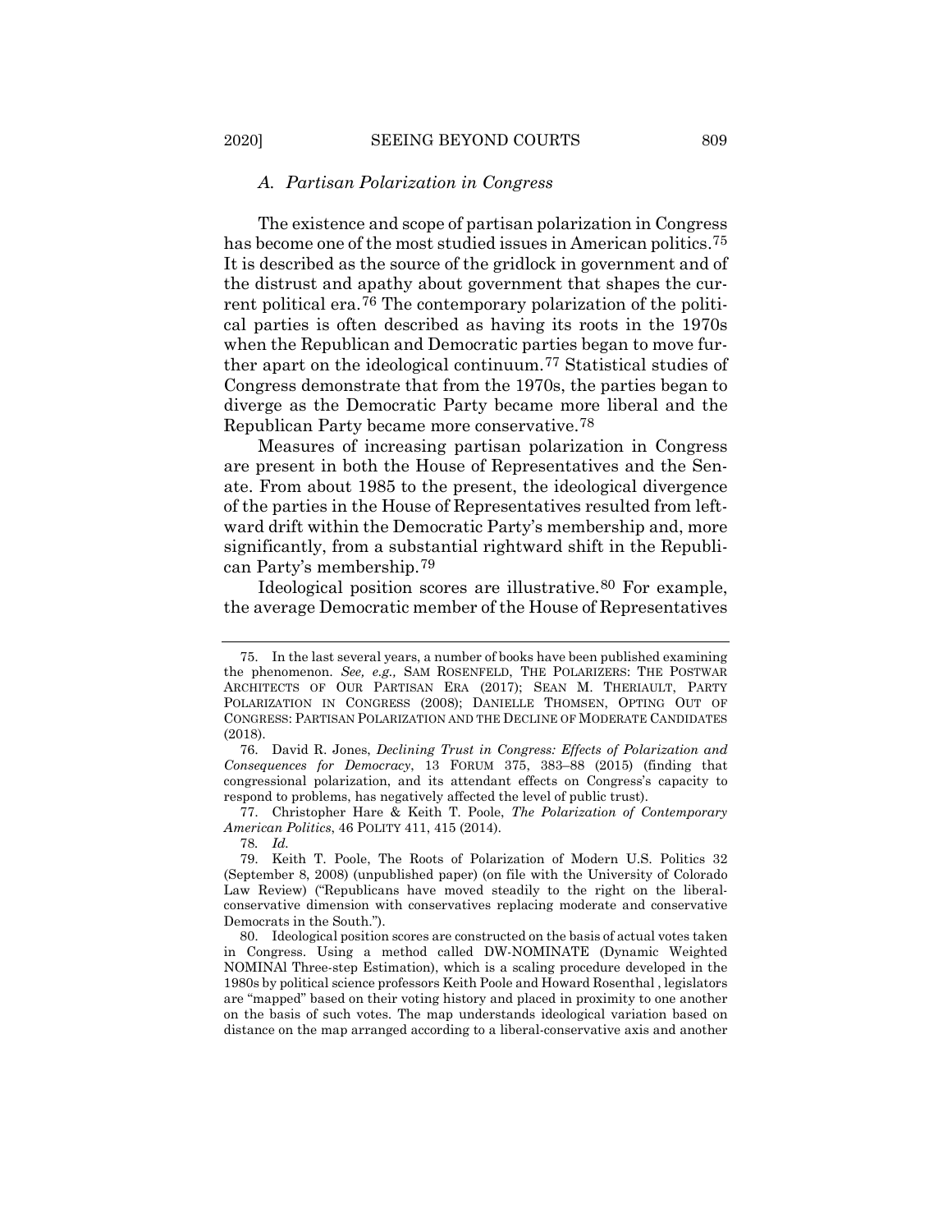### *A. Partisan Polarization in Congress*

The existence and scope of partisan polarization in Congress has become one of the most studied issues in American politics.[75] It is described as the source of the gridlock in government and of the distrust and apathy about government that shapes the current political era.[76] The contemporary polarization of the political parties is often described as having its roots in the 1970s when the Republican and Democratic parties began to move further apart on the ideological continuum.[77] Statistical studies of Congress demonstrate that from the 1970s, the parties began to diverge as the Democratic Party became more liberal and the Republican Party became more conservative.[78]

Measures of increasing partisan polarization in Congress are present in both the House of Representatives and the Senate. From about 1985 to the present, the ideological divergence of the parties in the House of Representatives resulted from leftward drift within the Democratic Party's membership and, more significantly, from a substantial rightward shift in the Republican Party's membership.[79]

Ideological position scores are illustrative.[80] For example, the average Democratic member of the House of Representatives

---

75. In the last several years, a number of books have been published examining the phenomenon. *See, e.g.,* SAM ROSENFELD, THE POLARIZERS: THE POSTWAR ARCHITECTS OF OUR PARTISAN ERA (2017); SEAN M. THERIAULT, PARTY POLARIZATION IN CONGRESS (2008); DANIELLE THOMSEN, OPTING OUT OF CONGRESS: PARTISAN POLARIZATION AND THE DECLINE OF MODERATE CANDIDATES (2018).

76. David R. Jones, *Declining Trust in Congress: Effects of Polarization and Consequences for Democracy*, 13 FORUM 375, 383–88 (2015) (finding that congressional polarization, and its attendant effects on Congress's capacity to respond to problems, has negatively affected the level of public trust).

77. Christopher Hare & Keith T. Poole, *The Polarization of Contemporary American Politics*, 46 POLITY 411, 415 (2014).

78. *Id.*

79. Keith T. Poole, The Roots of Polarization of Modern U.S. Politics 32 (September 8, 2008) (unpublished paper) (on file with the University of Colorado Law Review) ("Republicans have moved steadily to the right on the liberal-conservative dimension with conservatives replacing moderate and conservative Democrats in the South.").

80. Ideological position scores are constructed on the basis of actual votes taken in Congress. Using a method called DW-NOMINATE (Dynamic Weighted NOMINAl Three-step Estimation), which is a scaling procedure developed in the 1980s by political science professors Keith Poole and Howard Rosenthal , legislators are "mapped" based on their voting history and placed in proximity to one another on the basis of such votes. The map understands ideological variation based on distance on the map arranged according to a liberal-conservative axis and another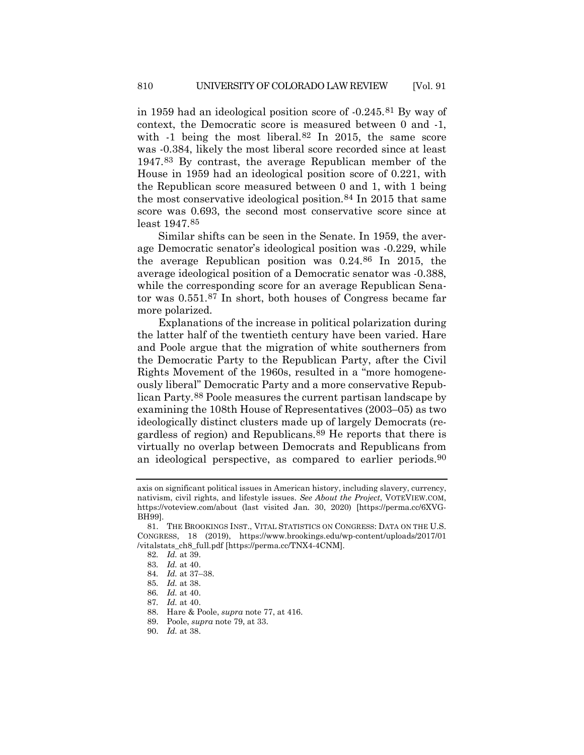in 1959 had an ideological position score of -0.245.[81] By way of context, the Democratic score is measured between 0 and -1, with -1 being the most liberal.[82] In 2015, the same score was -0.384, likely the most liberal score recorded since at least 1947.[83] By contrast, the average Republican member of the House in 1959 had an ideological position score of 0.221, with the Republican score measured between 0 and 1, with 1 being the most conservative ideological position.[84] In 2015 that same score was 0.693, the second most conservative score since at least 1947.[85]

Similar shifts can be seen in the Senate. In 1959, the average Democratic senator's ideological position was -0.229, while the average Republican position was 0.24.[86] In 2015, the average ideological position of a Democratic senator was -0.388, while the corresponding score for an average Republican Senator was 0.551.[87] In short, both houses of Congress became far more polarized.

Explanations of the increase in political polarization during the latter half of the twentieth century have been varied. Hare and Poole argue that the migration of white southerners from the Democratic Party to the Republican Party, after the Civil Rights Movement of the 1960s, resulted in a "more homogeneously liberal" Democratic Party and a more conservative Republican Party.[88] Poole measures the current partisan landscape by examining the 108th House of Representatives (2003–05) as two ideologically distinct clusters made up of largely Democrats (regardless of region) and Republicans.[89] He reports that there is virtually no overlap between Democrats and Republicans from an ideological perspective, as compared to earlier periods.[90]

---

axis on significant political issues in American history, including slavery, currency, nativism, civil rights, and lifestyle issues. *See About the Project*, VOTEVIEW.COM, https://voteview.com/about (last visited Jan. 30, 2020) [https://perma.cc/6XVG-BH99].

81. THE BROOKINGS INST., VITAL STATISTICS ON CONGRESS: DATA ON THE U.S. CONGRESS, 18 (2019), https://www.brookings.edu/wp-content/uploads/2017/01/vitalstats_ch8_full.pdf [https://perma.cc/TNX4-4CNM].

82. *Id.* at 39.

83. *Id.* at 40.

84. *Id.* at 37–38.

85. *Id.* at 38.

86. *Id.* at 40.

87. *Id.* at 40.

88. Hare & Poole, *supra* note 77, at 416.

89. Poole, *supra* note 79, at 33.

90. *Id.* at 38.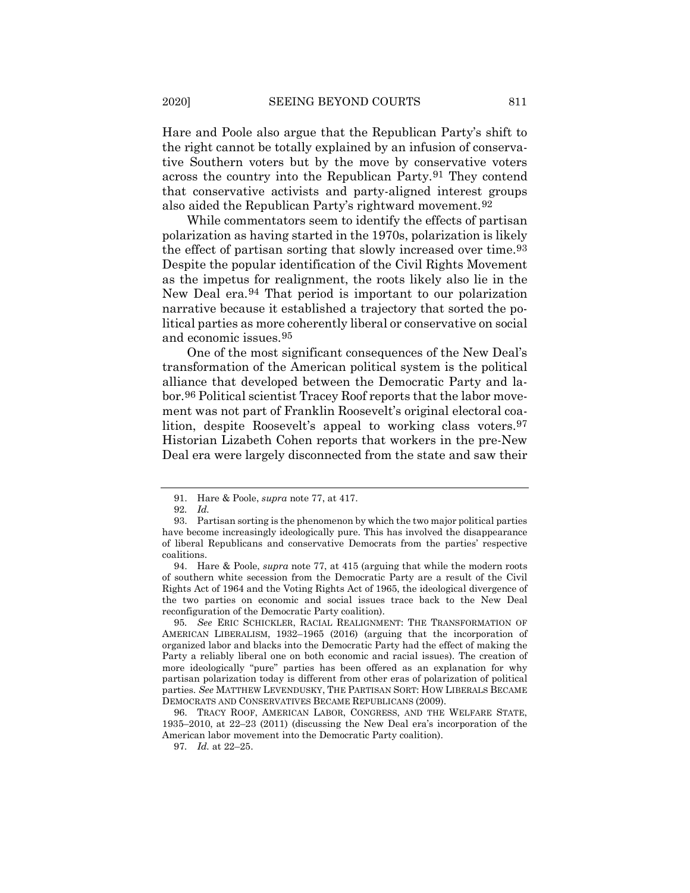Hare and Poole also argue that the Republican Party's shift to the right cannot be totally explained by an infusion of conservative Southern voters but by the move by conservative voters across the country into the Republican Party.[91] They contend that conservative activists and party-aligned interest groups also aided the Republican Party's rightward movement.[92]

While commentators seem to identify the effects of partisan polarization as having started in the 1970s, polarization is likely the effect of partisan sorting that slowly increased over time.[93] Despite the popular identification of the Civil Rights Movement as the impetus for realignment, the roots likely also lie in the New Deal era.[94] That period is important to our polarization narrative because it established a trajectory that sorted the political parties as more coherently liberal or conservative on social and economic issues.[95]

One of the most significant consequences of the New Deal's transformation of the American political system is the political alliance that developed between the Democratic Party and labor.[96] Political scientist Tracey Roof reports that the labor movement was not part of Franklin Roosevelt's original electoral coalition, despite Roosevelt's appeal to working class voters.[97] Historian Lizabeth Cohen reports that workers in the pre-New Deal era were largely disconnected from the state and saw their

---

91. Hare & Poole, *supra* note 77, at 417.

92. *Id.*

93. Partisan sorting is the phenomenon by which the two major political parties have become increasingly ideologically pure. This has involved the disappearance of liberal Republicans and conservative Democrats from the parties' respective coalitions.

94. Hare & Poole, *supra* note 77, at 415 (arguing that while the modern roots of southern white secession from the Democratic Party are a result of the Civil Rights Act of 1964 and the Voting Rights Act of 1965, the ideological divergence of the two parties on economic and social issues trace back to the New Deal reconfiguration of the Democratic Party coalition).

95. *See* ERIC SCHICKLER, RACIAL REALIGNMENT: THE TRANSFORMATION OF AMERICAN LIBERALISM, 1932–1965 (2016) (arguing that the incorporation of organized labor and blacks into the Democratic Party had the effect of making the Party a reliably liberal one on both economic and racial issues). The creation of more ideologically "pure" parties has been offered as an explanation for why partisan polarization today is different from other eras of polarization of political parties. *See* MATTHEW LEVENDUSKY, THE PARTISAN SORT: HOW LIBERALS BECAME DEMOCRATS AND CONSERVATIVES BECAME REPUBLICANS (2009).

96. TRACY ROOF, AMERICAN LABOR, CONGRESS, AND THE WELFARE STATE, 1935–2010, at 22–23 (2011) (discussing the New Deal era's incorporation of the American labor movement into the Democratic Party coalition).

97. *Id.* at 22–25.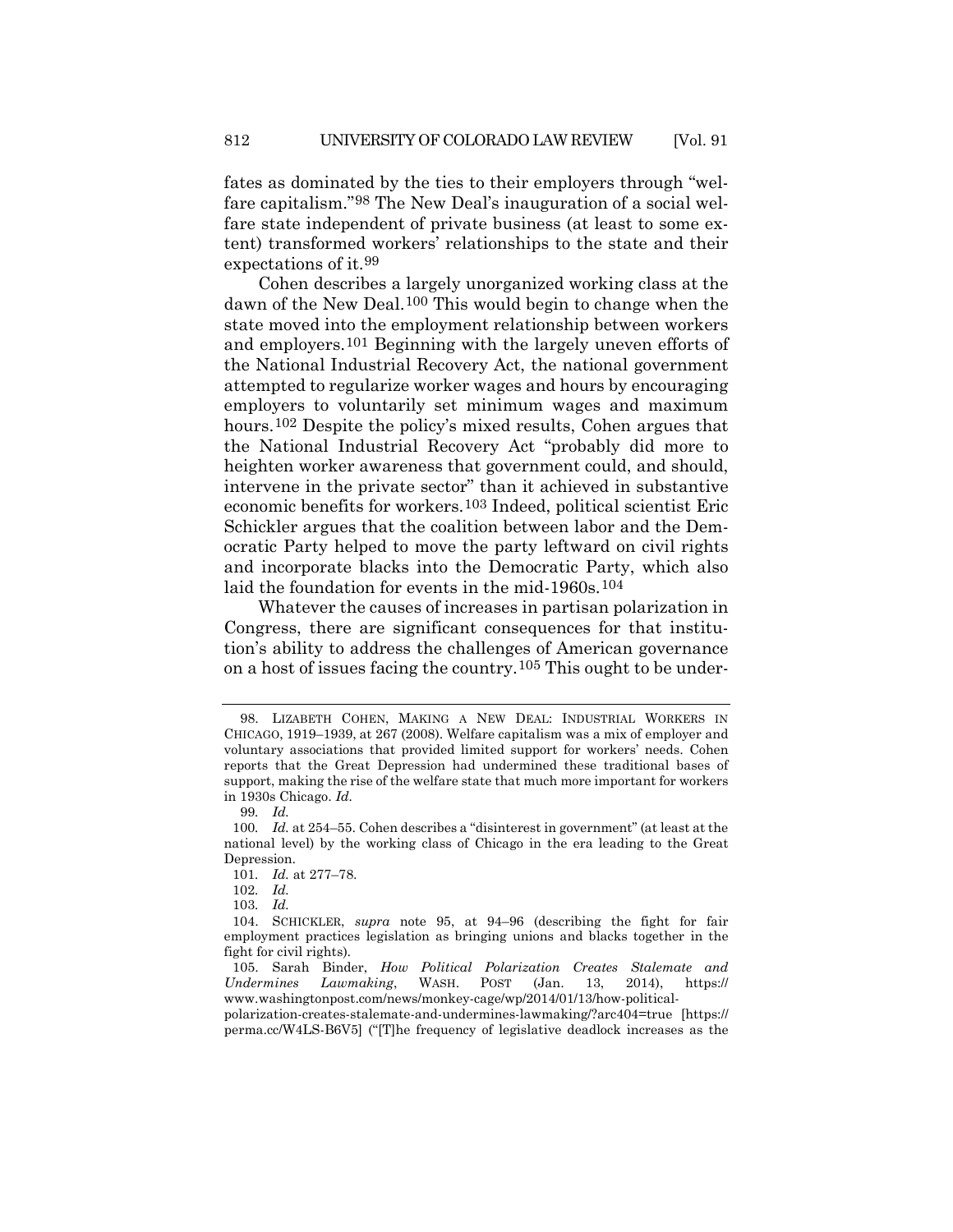fates as dominated by the ties to their employers through "welfare capitalism."[98] The New Deal's inauguration of a social welfare state independent of private business (at least to some extent) transformed workers' relationships to the state and their expectations of it.[99]

Cohen describes a largely unorganized working class at the dawn of the New Deal.[100] This would begin to change when the state moved into the employment relationship between workers and employers.[101] Beginning with the largely uneven efforts of the National Industrial Recovery Act, the national government attempted to regularize worker wages and hours by encouraging employers to voluntarily set minimum wages and maximum hours.[102] Despite the policy's mixed results, Cohen argues that the National Industrial Recovery Act "probably did more to heighten worker awareness that government could, and should, intervene in the private sector" than it achieved in substantive economic benefits for workers.[103] Indeed, political scientist Eric Schickler argues that the coalition between labor and the Democratic Party helped to move the party leftward on civil rights and incorporate blacks into the Democratic Party, which also laid the foundation for events in the mid-1960s.[104]

Whatever the causes of increases in partisan polarization in Congress, there are significant consequences for that institution's ability to address the challenges of American governance on a host of issues facing the country.[105] This ought to be under-

---

98. LIZABETH COHEN, MAKING A NEW DEAL: INDUSTRIAL WORKERS IN CHICAGO, 1919–1939, at 267 (2008). Welfare capitalism was a mix of employer and voluntary associations that provided limited support for workers' needs. Cohen reports that the Great Depression had undermined these traditional bases of support, making the rise of the welfare state that much more important for workers in 1930s Chicago. *Id.*

99. *Id.*

100. *Id.* at 254–55. Cohen describes a "disinterest in government" (at least at the national level) by the working class of Chicago in the era leading to the Great Depression.

101. *Id.* at 277–78.

102. *Id.*

103. *Id.*

104. SCHICKLER, *supra* note 95, at 94–96 (describing the fight for fair employment practices legislation as bringing unions and blacks together in the fight for civil rights).

105. Sarah Binder, *How Political Polarization Creates Stalemate and Undermines Lawmaking*, WASH. POST (Jan. 13, 2014), https://www.washingtonpost.com/news/monkey-cage/wp/2014/01/13/how-political-polarization-creates-stalemate-and-undermines-lawmaking/?arc404=true [https://perma.cc/W4LS-B6V5] ("[T]he frequency of legislative deadlock increases as the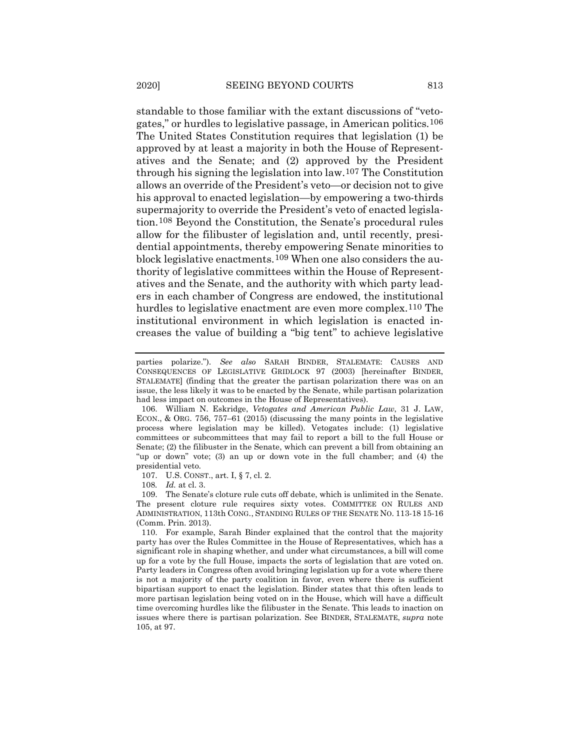standable to those familiar with the extant discussions of "vetogates," or hurdles to legislative passage, in American politics.[106] The United States Constitution requires that legislation (1) be approved by at least a majority in both the House of Representatives and the Senate; and (2) approved by the President through his signing the legislation into law.[107] The Constitution allows an override of the President's veto—or decision not to give his approval to enacted legislation—by empowering a two-thirds supermajority to override the President's veto of enacted legislation.[108] Beyond the Constitution, the Senate's procedural rules allow for the filibuster of legislation and, until recently, presidential appointments, thereby empowering Senate minorities to block legislative enactments.[109] When one also considers the authority of legislative committees within the House of Representatives and the Senate, and the authority with which party leaders in each chamber of Congress are endowed, the institutional hurdles to legislative enactment are even more complex.[110] The institutional environment in which legislation is enacted increases the value of building a "big tent" to achieve legislative

---

parties polarize."). *See also* SARAH BINDER, STALEMATE: CAUSES AND CONSEQUENCES OF LEGISLATIVE GRIDLOCK 97 (2003) [hereinafter BINDER, STALEMATE] (finding that the greater the partisan polarization there was on an issue, the less likely it was to be enacted by the Senate, while partisan polarization had less impact on outcomes in the House of Representatives).

106. William N. Eskridge, *Vetogates and American Public Law*, 31 J. LAW, ECON., & ORG. 756, 757–61 (2015) (discussing the many points in the legislative process where legislation may be killed). Vetogates include: (1) legislative committees or subcommittees that may fail to report a bill to the full House or Senate; (2) the filibuster in the Senate, which can prevent a bill from obtaining an "up or down" vote; (3) an up or down vote in the full chamber; and (4) the presidential veto.

107. U.S. CONST., art. I, § 7, cl. 2.

108. *Id.* at cl. 3.

109. The Senate's cloture rule cuts off debate, which is unlimited in the Senate. The present cloture rule requires sixty votes. COMMITTEE ON RULES AND ADMINISTRATION, 113th CONG., STANDING RULES OF THE SENATE NO. 113-18 15-16 (Comm. Prin. 2013).

110. For example, Sarah Binder explained that the control that the majority party has over the Rules Committee in the House of Representatives, which has a significant role in shaping whether, and under what circumstances, a bill will come up for a vote by the full House, impacts the sorts of legislation that are voted on. Party leaders in Congress often avoid bringing legislation up for a vote where there is not a majority of the party coalition in favor, even where there is sufficient bipartisan support to enact the legislation. Binder states that this often leads to more partisan legislation being voted on in the House, which will have a difficult time overcoming hurdles like the filibuster in the Senate. This leads to inaction on issues where there is partisan polarization. See BINDER, STALEMATE, *supra* note 105, at 97.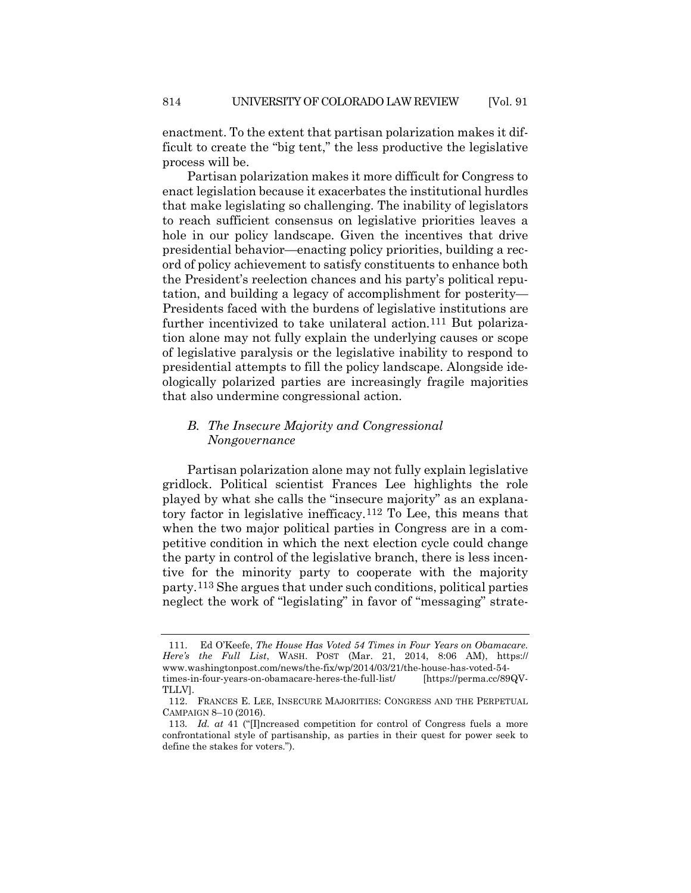enactment. To the extent that partisan polarization makes it difficult to create the "big tent," the less productive the legislative process will be.

Partisan polarization makes it more difficult for Congress to enact legislation because it exacerbates the institutional hurdles that make legislating so challenging. The inability of legislators to reach sufficient consensus on legislative priorities leaves a hole in our policy landscape. Given the incentives that drive presidential behavior—enacting policy priorities, building a record of policy achievement to satisfy constituents to enhance both the President's reelection chances and his party's political reputation, and building a legacy of accomplishment for posterity—Presidents faced with the burdens of legislative institutions are further incentivized to take unilateral action.[111] But polarization alone may not fully explain the underlying causes or scope of legislative paralysis or the legislative inability to respond to presidential attempts to fill the policy landscape. Alongside ideologically polarized parties are increasingly fragile majorities that also undermine congressional action.

### *B. The Insecure Majority and Congressional Nongovernance*

Partisan polarization alone may not fully explain legislative gridlock. Political scientist Frances Lee highlights the role played by what she calls the "insecure majority" as an explanatory factor in legislative inefficacy.[112] To Lee, this means that when the two major political parties in Congress are in a competitive condition in which the next election cycle could change the party in control of the legislative branch, there is less incentive for the minority party to cooperate with the majority party.[113] She argues that under such conditions, political parties neglect the work of "legislating" in favor of "messaging" strate-

---

111. Ed O'Keefe, *The House Has Voted 54 Times in Four Years on Obamacare. Here's the Full List*, WASH. POST (Mar. 21, 2014, 8:06 AM), https://www.washingtonpost.com/news/the-fix/wp/2014/03/21/the-house-has-voted-54-times-in-four-years-on-obamacare-heres-the-full-list/ [https://perma.cc/89QV-TLLV].

112. FRANCES E. LEE, INSECURE MAJORITIES: CONGRESS AND THE PERPETUAL CAMPAIGN 8–10 (2016).

113. *Id. at* 41 ("[I]ncreased competition for control of Congress fuels a more confrontational style of partisanship, as parties in their quest for power seek to define the stakes for voters.").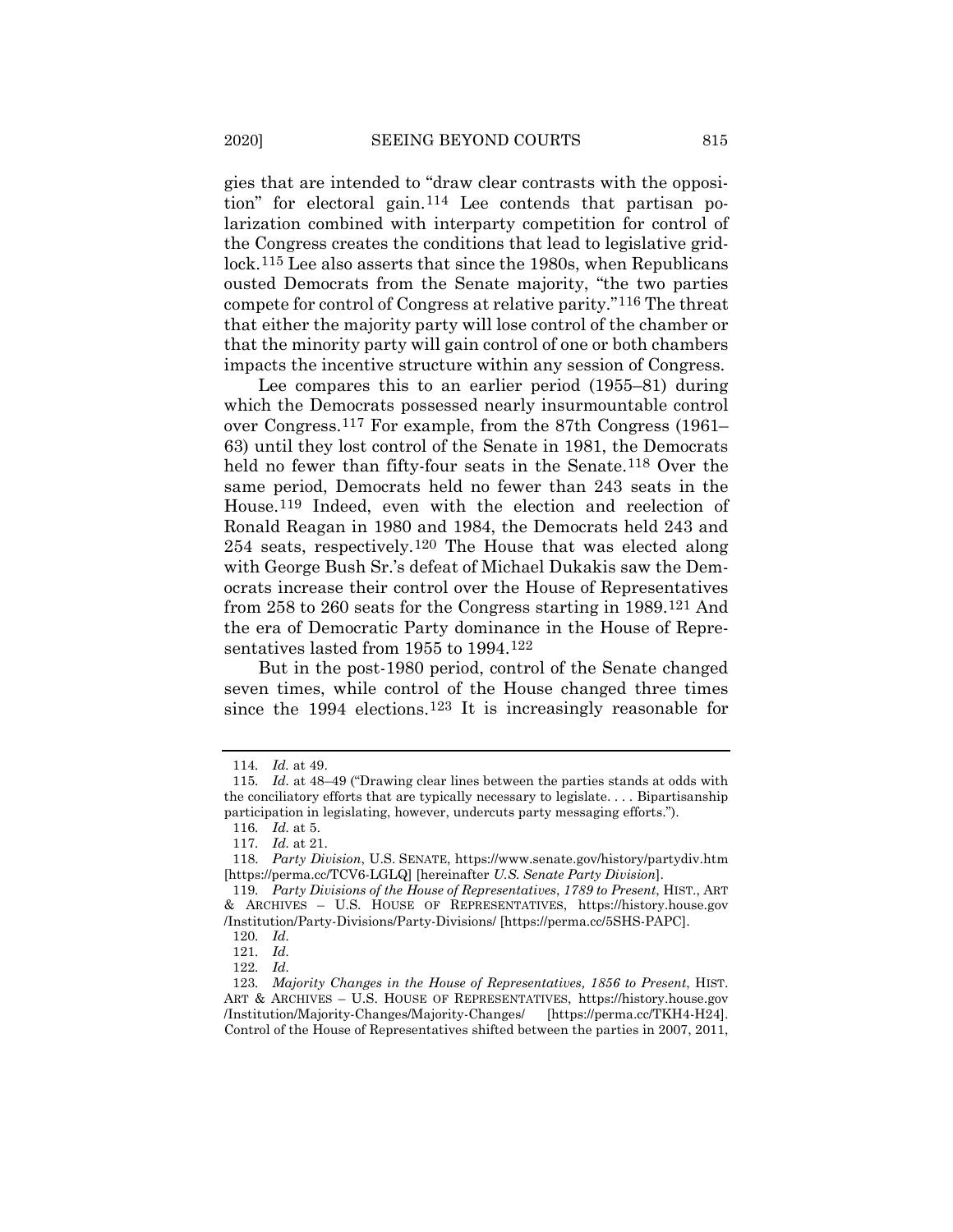gies that are intended to "draw clear contrasts with the opposition" for electoral gain.[114] Lee contends that partisan polarization combined with interparty competition for control of the Congress creates the conditions that lead to legislative gridlock.[115] Lee also asserts that since the 1980s, when Republicans ousted Democrats from the Senate majority, "the two parties compete for control of Congress at relative parity."[116] The threat that either the majority party will lose control of the chamber or that the minority party will gain control of one or both chambers impacts the incentive structure within any session of Congress.

Lee compares this to an earlier period (1955–81) during which the Democrats possessed nearly insurmountable control over Congress.[117] For example, from the 87th Congress (1961–63) until they lost control of the Senate in 1981, the Democrats held no fewer than fifty-four seats in the Senate.[118] Over the same period, Democrats held no fewer than 243 seats in the House.[119] Indeed, even with the election and reelection of Ronald Reagan in 1980 and 1984, the Democrats held 243 and 254 seats, respectively.[120] The House that was elected along with George Bush Sr.'s defeat of Michael Dukakis saw the Democrats increase their control over the House of Representatives from 258 to 260 seats for the Congress starting in 1989.[121] And the era of Democratic Party dominance in the House of Representatives lasted from 1955 to 1994.[122]

But in the post-1980 period, control of the Senate changed seven times, while control of the House changed three times since the 1994 elections.[123] It is increasingly reasonable for

---

114. *Id.* at 49.

115. *Id.* at 48–49 ("Drawing clear lines between the parties stands at odds with the conciliatory efforts that are typically necessary to legislate. . . . Bipartisanship participation in legislating, however, undercuts party messaging efforts.").

116. *Id.* at 5.

117. *Id.* at 21.

118. *Party Division*, U.S. SENATE, https://www.senate.gov/history/partydiv.htm [https://perma.cc/TCV6-LGLQ] [hereinafter *U.S. Senate Party Division*].

119. *Party Divisions of the House of Representatives, 1789 to Present*, HIST., ART & ARCHIVES – U.S. HOUSE OF REPRESENTATIVES, https://history.house.gov/Institution/Party-Divisions/Party-Divisions/ [https://perma.cc/5SHS-PAPC].

120. *Id.*

121. *Id.*

122. *Id.*

123. *Majority Changes in the House of Representatives, 1856 to Present*, HIST. ART & ARCHIVES – U.S. HOUSE OF REPRESENTATIVES, https://history.house.gov/Institution/Majority-Changes/Majority-Changes/ [https://perma.cc/TKH4-H24]. Control of the House of Representatives shifted between the parties in 2007, 2011,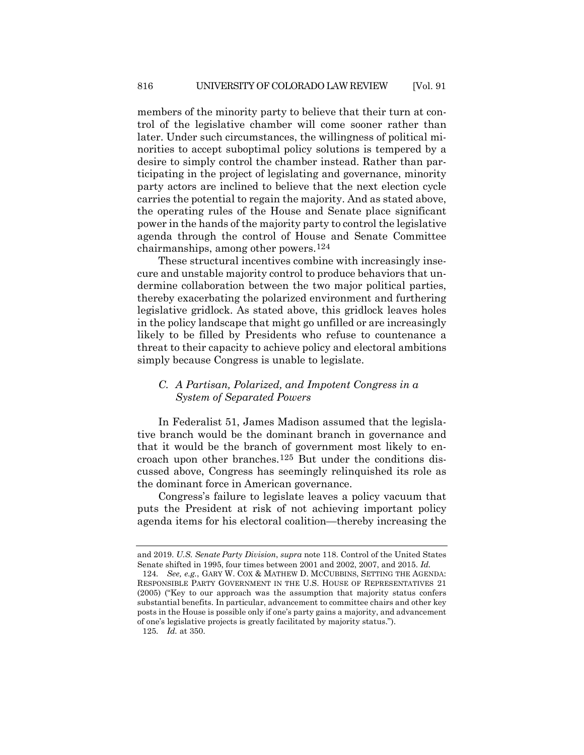members of the minority party to believe that their turn at control of the legislative chamber will come sooner rather than later. Under such circumstances, the willingness of political minorities to accept suboptimal policy solutions is tempered by a desire to simply control the chamber instead. Rather than participating in the project of legislating and governance, minority party actors are inclined to believe that the next election cycle carries the potential to regain the majority. And as stated above, the operating rules of the House and Senate place significant power in the hands of the majority party to control the legislative agenda through the control of House and Senate Committee chairmanships, among other powers.[124]

These structural incentives combine with increasingly insecure and unstable majority control to produce behaviors that undermine collaboration between the two major political parties, thereby exacerbating the polarized environment and furthering legislative gridlock. As stated above, this gridlock leaves holes in the policy landscape that might go unfilled or are increasingly likely to be filled by Presidents who refuse to countenance a threat to their capacity to achieve policy and electoral ambitions simply because Congress is unable to legislate.

### *C. A Partisan, Polarized, and Impotent Congress in a System of Separated Powers*

In Federalist 51, James Madison assumed that the legislative branch would be the dominant branch in governance and that it would be the branch of government most likely to encroach upon other branches.[125] But under the conditions discussed above, Congress has seemingly relinquished its role as the dominant force in American governance.

Congress's failure to legislate leaves a policy vacuum that puts the President at risk of not achieving important policy agenda items for his electoral coalition—thereby increasing the

---

and 2019. *U.S. Senate Party Division*, *supra* note 118. Control of the United States Senate shifted in 1995, four times between 2001 and 2002, 2007, and 2015. *Id.*

124. *See, e.g.*, GARY W. COX & MATHEW D. MCCUBBINS, SETTING THE AGENDA: RESPONSIBLE PARTY GOVERNMENT IN THE U.S. HOUSE OF REPRESENTATIVES 21 (2005) ("Key to our approach was the assumption that majority status confers substantial benefits. In particular, advancement to committee chairs and other key posts in the House is possible only if one's party gains a majority, and advancement of one's legislative projects is greatly facilitated by majority status.").

125. *Id.* at 350.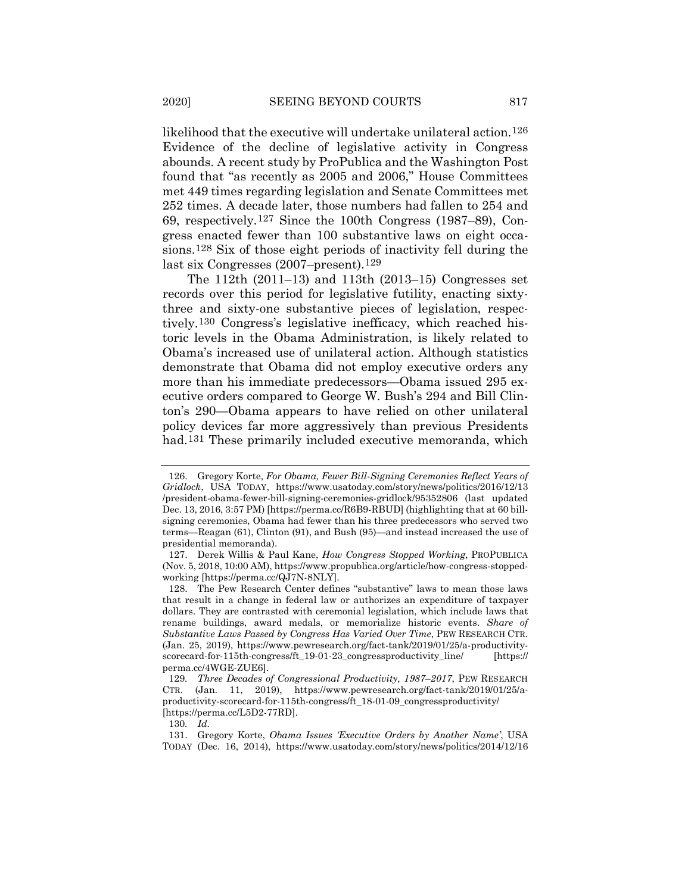likelihood that the executive will undertake unilateral action.[126] Evidence of the decline of legislative activity in Congress abounds. A recent study by ProPublica and the Washington Post found that "as recently as 2005 and 2006," House Committees met 449 times regarding legislation and Senate Committees met 252 times. A decade later, those numbers had fallen to 254 and 69, respectively.[127] Since the 100th Congress (1987–89), Congress enacted fewer than 100 substantive laws on eight occasions.[128] Six of those eight periods of inactivity fell during the last six Congresses (2007–present).[129]

The 112th (2011–13) and 113th (2013–15) Congresses set records over this period for legislative futility, enacting sixty-three and sixty-one substantive pieces of legislation, respectively.[130] Congress's legislative inefficacy, which reached historic levels in the Obama Administration, is likely related to Obama's increased use of unilateral action. Although statistics demonstrate that Obama did not employ executive orders any more than his immediate predecessors—Obama issued 295 executive orders compared to George W. Bush's 294 and Bill Clinton's 290—Obama appears to have relied on other unilateral policy devices far more aggressively than previous Presidents had.[131] These primarily included executive memoranda, which

---

126. Gregory Korte, *For Obama, Fewer Bill-Signing Ceremonies Reflect Years of Gridlock*, USA TODAY, https://www.usatoday.com/story/news/politics/2016/12/13/president-obama-fewer-bill-signing-ceremonies-gridlock/95352806 (last updated Dec. 13, 2016, 3:57 PM) [https://perma.cc/R6B9-RBUD] (highlighting that at 60 bill-signing ceremonies, Obama had fewer than his three predecessors who served two terms—Reagan (61), Clinton (91), and Bush (95)—and instead increased the use of presidential memoranda).

127. Derek Willis & Paul Kane, *How Congress Stopped Working*, PROPUBLICA (Nov. 5, 2018, 10:00 AM), https://www.propublica.org/article/how-congress-stopped-working [https://perma.cc/QJ7N-8NLY].

128. The Pew Research Center defines "substantive" laws to mean those laws that result in a change in federal law or authorizes an expenditure of taxpayer dollars. They are contrasted with ceremonial legislation, which include laws that rename buildings, award medals, or memorialize historic events. *Share of Substantive Laws Passed by Congress Has Varied Over Time*, PEW RESEARCH CTR. (Jan. 25, 2019), https://www.pewresearch.org/fact-tank/2019/01/25/a-productivity-scorecard-for-115th-congress/ft_19-01-23_congressproductivity_line/ [https://perma.cc/4WGE-ZUE6].

129. *Three Decades of Congressional Productivity, 1987–2017*, PEW RESEARCH CTR. (Jan. 11, 2019), https://www.pewresearch.org/fact-tank/2019/01/25/a-productivity-scorecard-for-115th-congress/ft_18-01-09_congressproductivity/ [https://perma.cc/L5D2-77RD].

130. *Id.*

131. Gregory Korte, *Obama Issues 'Executive Orders by Another Name'*, USA TODAY (Dec. 16, 2014), https://www.usatoday.com/story/news/politics/2014/12/16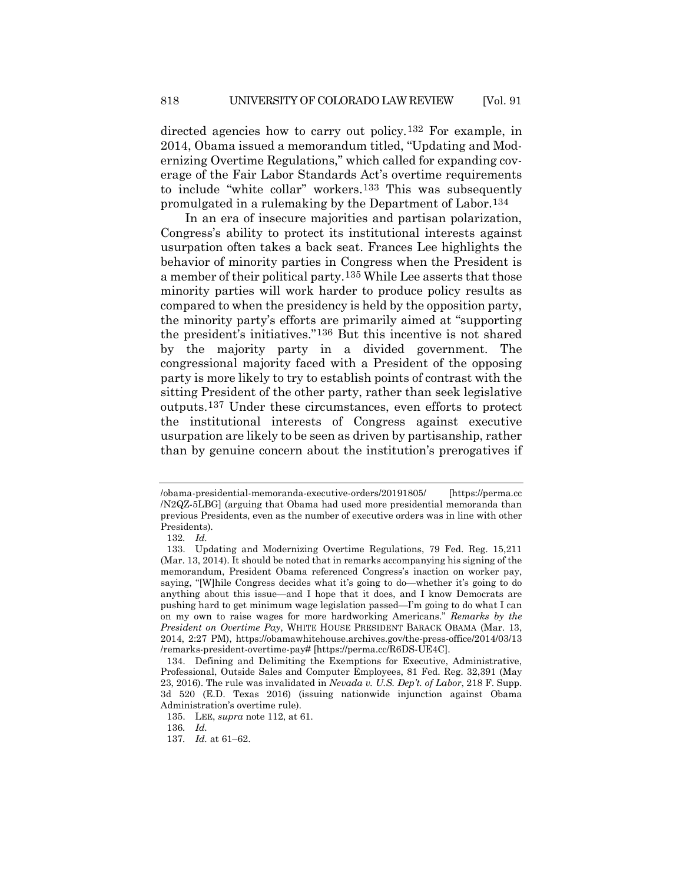directed agencies how to carry out policy.[132] For example, in 2014, Obama issued a memorandum titled, "Updating and Modernizing Overtime Regulations," which called for expanding coverage of the Fair Labor Standards Act's overtime requirements to include "white collar" workers.[133] This was subsequently promulgated in a rulemaking by the Department of Labor.[134]

In an era of insecure majorities and partisan polarization, Congress's ability to protect its institutional interests against usurpation often takes a back seat. Frances Lee highlights the behavior of minority parties in Congress when the President is a member of their political party.[135] While Lee asserts that those minority parties will work harder to produce policy results as compared to when the presidency is held by the opposition party, the minority party's efforts are primarily aimed at "supporting the president's initiatives."[136] But this incentive is not shared by the majority party in a divided government. The congressional majority faced with a President of the opposing party is more likely to try to establish points of contrast with the sitting President of the other party, rather than seek legislative outputs.[137] Under these circumstances, even efforts to protect the institutional interests of Congress against executive usurpation are likely to be seen as driven by partisanship, rather than by genuine concern about the institution's prerogatives if

---

/obama-presidential-memoranda-executive-orders/20191805/ [https://perma.cc/N2QZ-5LBG] (arguing that Obama had used more presidential memoranda than previous Presidents, even as the number of executive orders was in line with other Presidents).

132. *Id.*

133. Updating and Modernizing Overtime Regulations, 79 Fed. Reg. 15,211 (Mar. 13, 2014). It should be noted that in remarks accompanying his signing of the memorandum, President Obama referenced Congress's inaction on worker pay, saying, "[W]hile Congress decides what it's going to do—whether it's going to do anything about this issue—and I hope that it does, and I know Democrats are pushing hard to get minimum wage legislation passed—I'm going to do what I can on my own to raise wages for more hardworking Americans." *Remarks by the President on Overtime Pay*, WHITE HOUSE PRESIDENT BARACK OBAMA (Mar. 13, 2014, 2:27 PM), https://obamawhitehouse.archives.gov/the-press-office/2014/03/13/remarks-president-overtime-pay# [https://perma.cc/R6DS-UE4C].

134. Defining and Delimiting the Exemptions for Executive, Administrative, Professional, Outside Sales and Computer Employees, 81 Fed. Reg. 32,391 (May 23, 2016). The rule was invalidated in *Nevada v. U.S. Dep't. of Labor*, 218 F. Supp. 3d 520 (E.D. Texas 2016) (issuing nationwide injunction against Obama Administration's overtime rule).

135. LEE, *supra* note 112, at 61.

136. *Id.*

137. *Id.* at 61–62.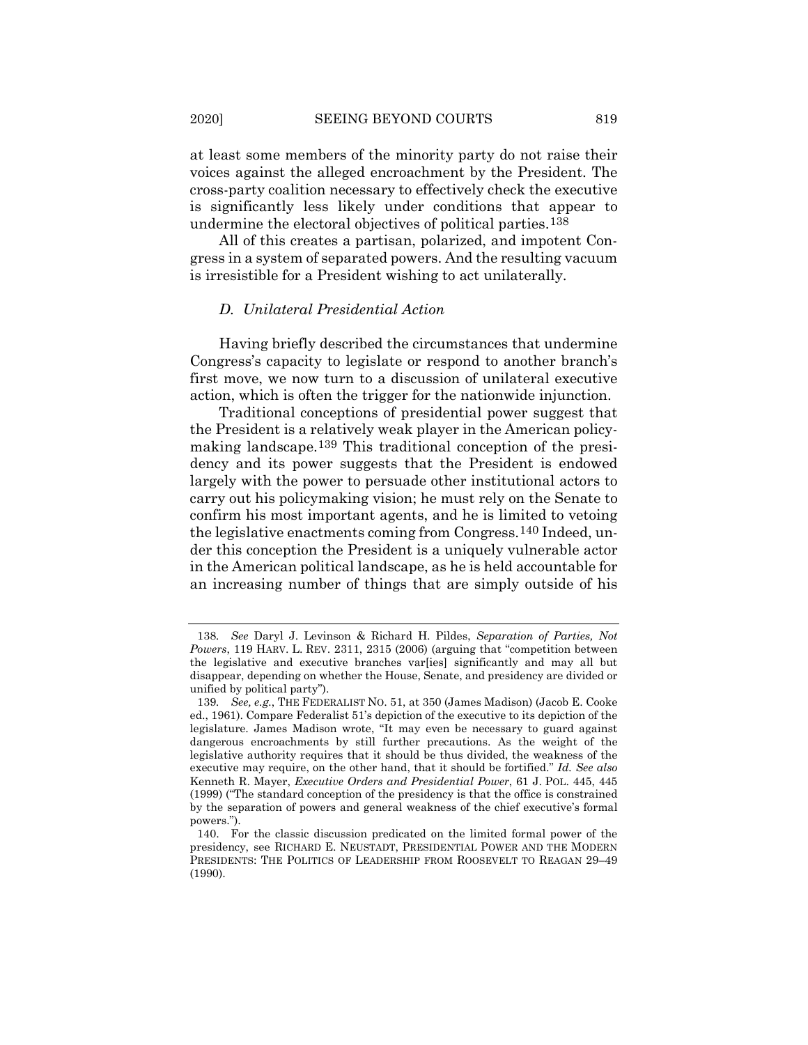at least some members of the minority party do not raise their voices against the alleged encroachment by the President. The cross-party coalition necessary to effectively check the executive is significantly less likely under conditions that appear to undermine the electoral objectives of political parties.[138]

All of this creates a partisan, polarized, and impotent Congress in a system of separated powers. And the resulting vacuum is irresistible for a President wishing to act unilaterally.

### *D. Unilateral Presidential Action*

Having briefly described the circumstances that undermine Congress's capacity to legislate or respond to another branch's first move, we now turn to a discussion of unilateral executive action, which is often the trigger for the nationwide injunction.

Traditional conceptions of presidential power suggest that the President is a relatively weak player in the American policymaking landscape.[139] This traditional conception of the presidency and its power suggests that the President is endowed largely with the power to persuade other institutional actors to carry out his policymaking vision; he must rely on the Senate to confirm his most important agents, and he is limited to vetoing the legislative enactments coming from Congress.[140] Indeed, under this conception the President is a uniquely vulnerable actor in the American political landscape, as he is held accountable for an increasing number of things that are simply outside of his

---

138. *See* Daryl J. Levinson & Richard H. Pildes, *Separation of Parties, Not Powers*, 119 HARV. L. REV. 2311, 2315 (2006) (arguing that "competition between the legislative and executive branches var[ies] significantly and may all but disappear, depending on whether the House, Senate, and presidency are divided or unified by political party").

139. *See, e.g.*, THE FEDERALIST NO. 51, at 350 (James Madison) (Jacob E. Cooke ed., 1961). Compare Federalist 51's depiction of the executive to its depiction of the legislature. James Madison wrote, "It may even be necessary to guard against dangerous encroachments by still further precautions. As the weight of the legislative authority requires that it should be thus divided, the weakness of the executive may require, on the other hand, that it should be fortified." *Id. See also* Kenneth R. Mayer, *Executive Orders and Presidential Power*, 61 J. POL. 445, 445 (1999) ("The standard conception of the presidency is that the office is constrained by the separation of powers and general weakness of the chief executive's formal powers.").

140. For the classic discussion predicated on the limited formal power of the presidency, see RICHARD E. NEUSTADT, PRESIDENTIAL POWER AND THE MODERN PRESIDENTS: THE POLITICS OF LEADERSHIP FROM ROOSEVELT TO REAGAN 29–49 (1990).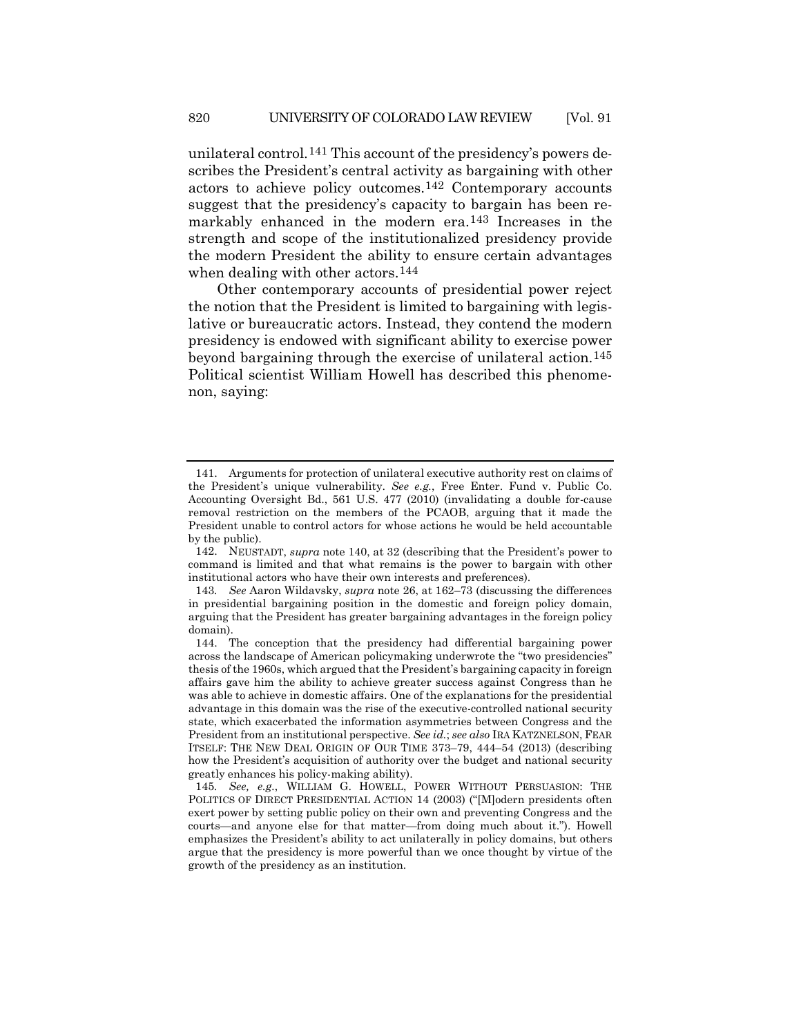unilateral control.[141] This account of the presidency's powers describes the President's central activity as bargaining with other actors to achieve policy outcomes.[142] Contemporary accounts suggest that the presidency's capacity to bargain has been remarkably enhanced in the modern era.[143] Increases in the strength and scope of the institutionalized presidency provide the modern President the ability to ensure certain advantages when dealing with other actors.[144]

Other contemporary accounts of presidential power reject the notion that the President is limited to bargaining with legislative or bureaucratic actors. Instead, they contend the modern presidency is endowed with significant ability to exercise power beyond bargaining through the exercise of unilateral action.[145] Political scientist William Howell has described this phenomenon, saying:

---

141. Arguments for protection of unilateral executive authority rest on claims of the President's unique vulnerability. *See e.g.*, Free Enter. Fund v. Public Co. Accounting Oversight Bd., 561 U.S. 477 (2010) (invalidating a double for-cause removal restriction on the members of the PCAOB, arguing that it made the President unable to control actors for whose actions he would be held accountable by the public).

142. NEUSTADT, *supra* note 140, at 32 (describing that the President's power to command is limited and that what remains is the power to bargain with other institutional actors who have their own interests and preferences).

143. *See* Aaron Wildavsky, *supra* note 26, at 162–73 (discussing the differences in presidential bargaining position in the domestic and foreign policy domain, arguing that the President has greater bargaining advantages in the foreign policy domain).

144. The conception that the presidency had differential bargaining power across the landscape of American policymaking underwrote the "two presidencies" thesis of the 1960s, which argued that the President's bargaining capacity in foreign affairs gave him the ability to achieve greater success against Congress than he was able to achieve in domestic affairs. One of the explanations for the presidential advantage in this domain was the rise of the executive-controlled national security state, which exacerbated the information asymmetries between Congress and the President from an institutional perspective. *See id.*; *see also* IRA KATZNELSON, FEAR ITSELF: THE NEW DEAL ORIGIN OF OUR TIME 373–79, 444–54 (2013) (describing how the President's acquisition of authority over the budget and national security greatly enhances his policy-making ability).

145. *See, e.g.*, WILLIAM G. HOWELL, POWER WITHOUT PERSUASION: THE POLITICS OF DIRECT PRESIDENTIAL ACTION 14 (2003) ("[M]odern presidents often exert power by setting public policy on their own and preventing Congress and the courts—and anyone else for that matter—from doing much about it."). Howell emphasizes the President's ability to act unilaterally in policy domains, but others argue that the presidency is more powerful than we once thought by virtue of the growth of the presidency as an institution.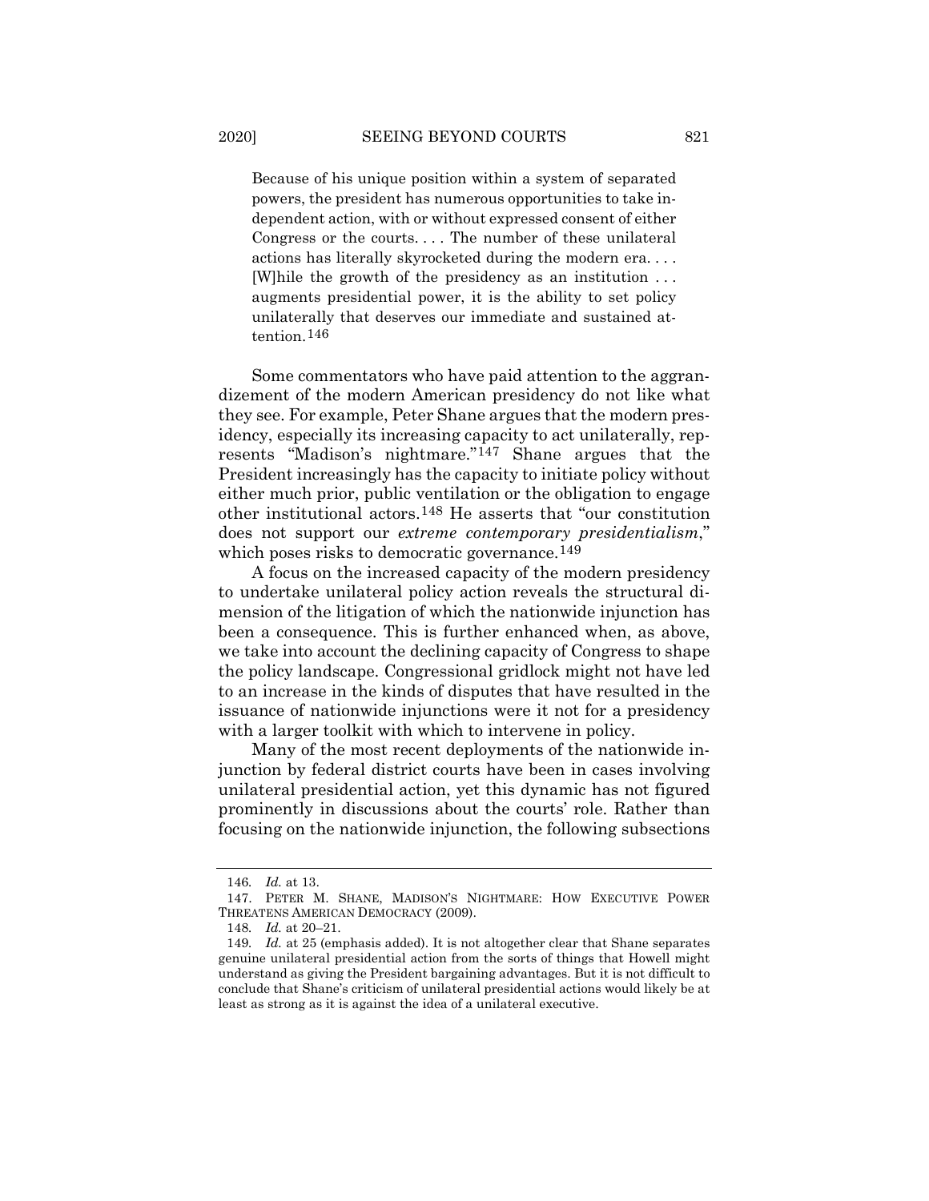> Because of his unique position within a system of separated powers, the president has numerous opportunities to take independent action, with or without expressed consent of either Congress or the courts. . . . The number of these unilateral actions has literally skyrocketed during the modern era. . . . [W]hile the growth of the presidency as an institution . . . augments presidential power, it is the ability to set policy unilaterally that deserves our immediate and sustained attention.[146]

Some commentators who have paid attention to the aggrandizement of the modern American presidency do not like what they see. For example, Peter Shane argues that the modern presidency, especially its increasing capacity to act unilaterally, represents "Madison's nightmare."[147] Shane argues that the President increasingly has the capacity to initiate policy without either much prior, public ventilation or the obligation to engage other institutional actors.[148] He asserts that "our constitution does not support our *extreme contemporary presidentialism*," which poses risks to democratic governance.[149]

A focus on the increased capacity of the modern presidency to undertake unilateral policy action reveals the structural dimension of the litigation of which the nationwide injunction has been a consequence. This is further enhanced when, as above, we take into account the declining capacity of Congress to shape the policy landscape. Congressional gridlock might not have led to an increase in the kinds of disputes that have resulted in the issuance of nationwide injunctions were it not for a presidency with a larger toolkit with which to intervene in policy.

Many of the most recent deployments of the nationwide injunction by federal district courts have been in cases involving unilateral presidential action, yet this dynamic has not figured prominently in discussions about the courts' role. Rather than focusing on the nationwide injunction, the following subsections

---

146. *Id.* at 13.

147. PETER M. SHANE, MADISON'S NIGHTMARE: HOW EXECUTIVE POWER THREATENS AMERICAN DEMOCRACY (2009).

148. *Id.* at 20–21.

149. *Id.* at 25 (emphasis added). It is not altogether clear that Shane separates genuine unilateral presidential action from the sorts of things that Howell might understand as giving the President bargaining advantages. But it is not difficult to conclude that Shane's criticism of unilateral presidential actions would likely be at least as strong as it is against the idea of a unilateral executive.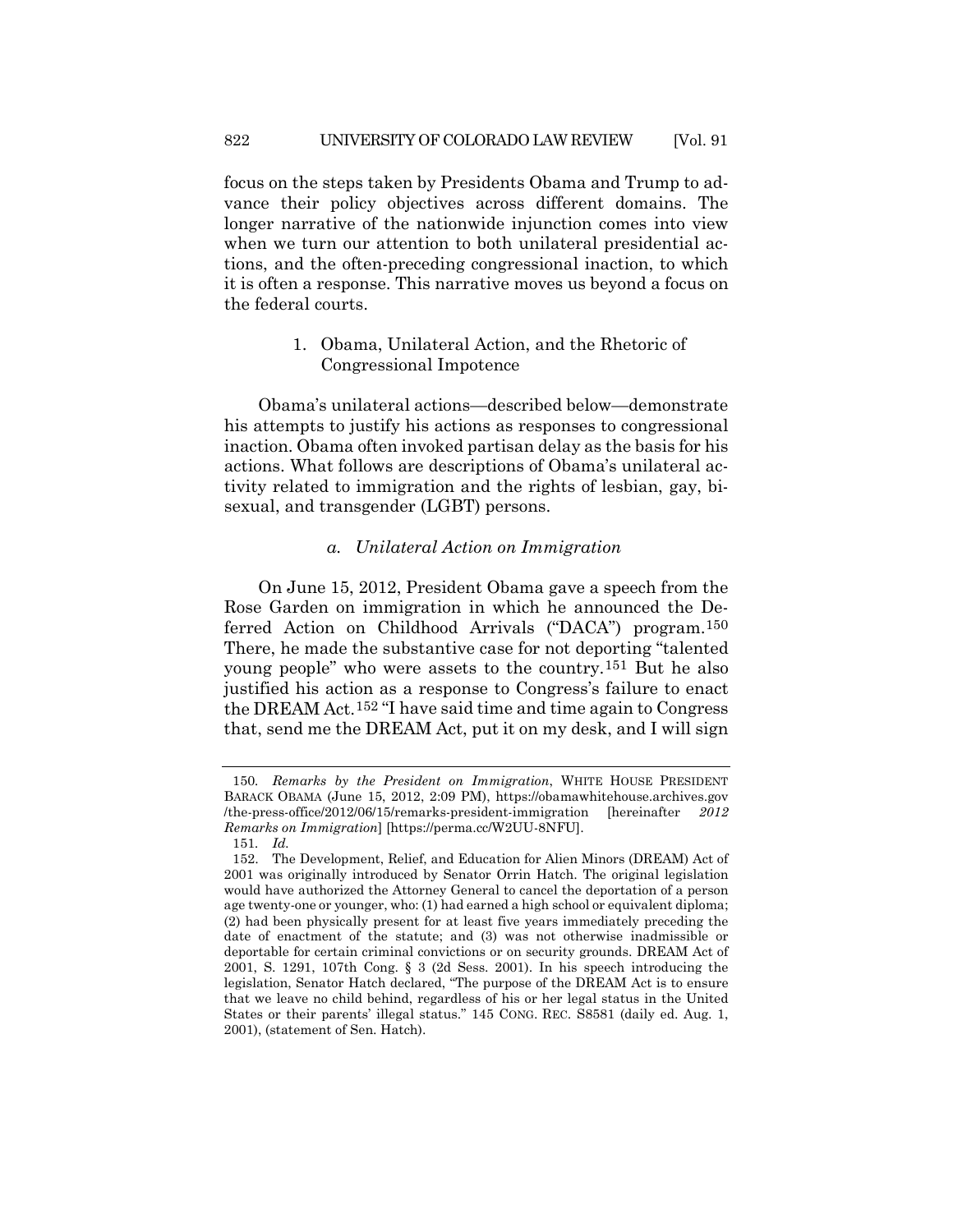focus on the steps taken by Presidents Obama and Trump to advance their policy objectives across different domains. The longer narrative of the nationwide injunction comes into view when we turn our attention to both unilateral presidential actions, and the often-preceding congressional inaction, to which it is often a response. This narrative moves us beyond a focus on the federal courts.

#### 1. Obama, Unilateral Action, and the Rhetoric of Congressional Impotence

Obama's unilateral actions—described below—demonstrate his attempts to justify his actions as responses to congressional inaction. Obama often invoked partisan delay as the basis for his actions. What follows are descriptions of Obama's unilateral activity related to immigration and the rights of lesbian, gay, bisexual, and transgender (LGBT) persons.

##### *a. Unilateral Action on Immigration*

On June 15, 2012, President Obama gave a speech from the Rose Garden on immigration in which he announced the Deferred Action on Childhood Arrivals ("DACA") program.[150] There, he made the substantive case for not deporting "talented young people" who were assets to the country.[151] But he also justified his action as a response to Congress's failure to enact the DREAM Act.[152] "I have said time and time again to Congress that, send me the DREAM Act, put it on my desk, and I will sign

---

150. *Remarks by the President on Immigration*, WHITE HOUSE PRESIDENT BARACK OBAMA (June 15, 2012, 2:09 PM), https://obamawhitehouse.archives.gov/the-press-office/2012/06/15/remarks-president-immigration [hereinafter *2012 Remarks on Immigration*] [https://perma.cc/W2UU-8NFU].

151. *Id.*

152. The Development, Relief, and Education for Alien Minors (DREAM) Act of 2001 was originally introduced by Senator Orrin Hatch. The original legislation would have authorized the Attorney General to cancel the deportation of a person age twenty-one or younger, who: (1) had earned a high school or equivalent diploma; (2) had been physically present for at least five years immediately preceding the date of enactment of the statute; and (3) was not otherwise inadmissible or deportable for certain criminal convictions or on security grounds. DREAM Act of 2001, S. 1291, 107th Cong. § 3 (2d Sess. 2001). In his speech introducing the legislation, Senator Hatch declared, "The purpose of the DREAM Act is to ensure that we leave no child behind, regardless of his or her legal status in the United States or their parents' illegal status." 145 CONG. REC. S8581 (daily ed. Aug. 1, 2001), (statement of Sen. Hatch).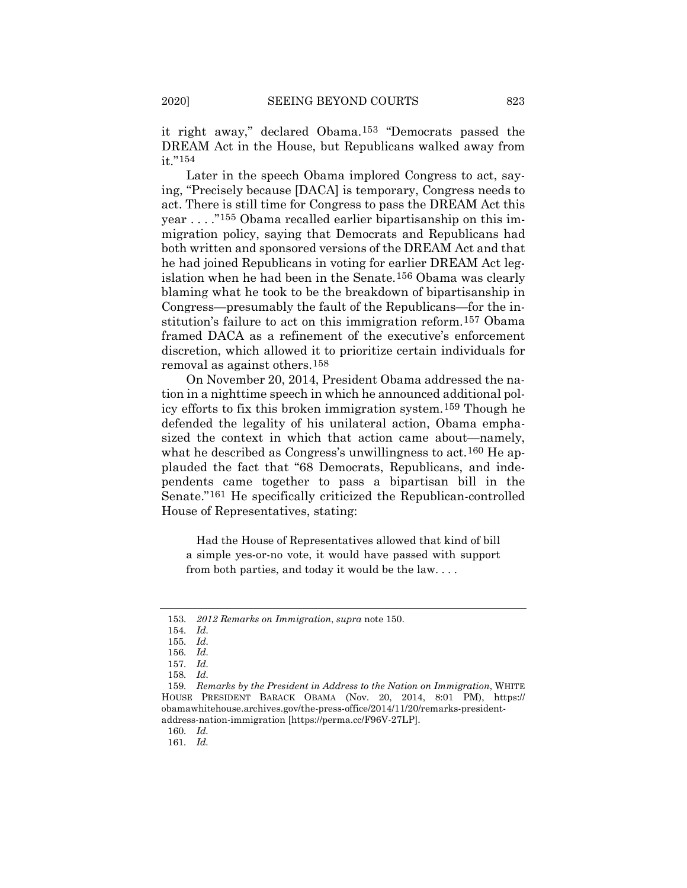it right away," declared Obama.[153] "Democrats passed the DREAM Act in the House, but Republicans walked away from it."[154]

Later in the speech Obama implored Congress to act, saying, "Precisely because [DACA] is temporary, Congress needs to act. There is still time for Congress to pass the DREAM Act this year . . . ."[155] Obama recalled earlier bipartisanship on this immigration policy, saying that Democrats and Republicans had both written and sponsored versions of the DREAM Act and that he had joined Republicans in voting for earlier DREAM Act legislation when he had been in the Senate.[156] Obama was clearly blaming what he took to be the breakdown of bipartisanship in Congress—presumably the fault of the Republicans—for the institution's failure to act on this immigration reform.[157] Obama framed DACA as a refinement of the executive's enforcement discretion, which allowed it to prioritize certain individuals for removal as against others.[158]

On November 20, 2014, President Obama addressed the nation in a nighttime speech in which he announced additional policy efforts to fix this broken immigration system.[159] Though he defended the legality of his unilateral action, Obama emphasized the context in which that action came about—namely, what he described as Congress's unwillingness to act.[160] He applauded the fact that "68 Democrats, Republicans, and independents came together to pass a bipartisan bill in the Senate."[161] He specifically criticized the Republican-controlled House of Representatives, stating:

> Had the House of Representatives allowed that kind of bill a simple yes-or-no vote, it would have passed with support from both parties, and today it would be the law. . . .

---

153. *2012 Remarks on Immigration*, *supra* note 150.

154. *Id.*

155. *Id.*

156. *Id.*

157. *Id.*

158. *Id.*

159. *Remarks by the President in Address to the Nation on Immigration*, WHITE HOUSE PRESIDENT BARACK OBAMA (Nov. 20, 2014, 8:01 PM), https://obamawhitehouse.archives.gov/the-press-office/2014/11/20/remarks-president-address-nation-immigration [https://perma.cc/F96V-27LP].

160. *Id.*

161. *Id.*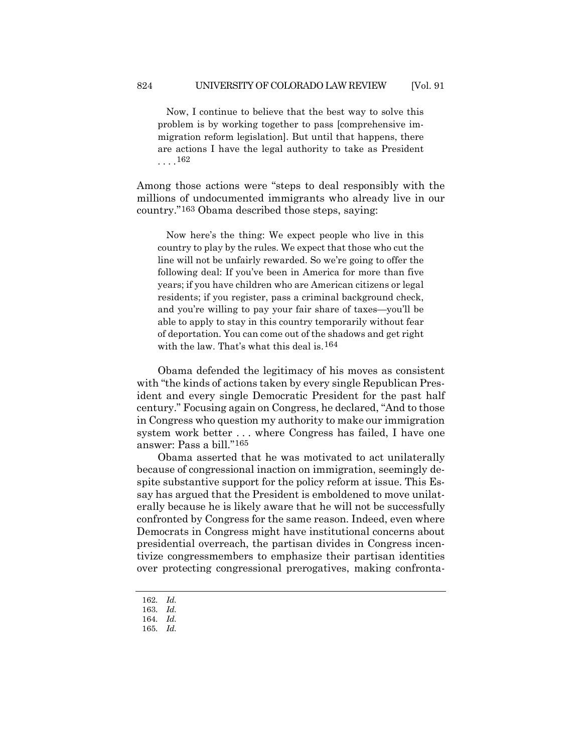> Now, I continue to believe that the best way to solve this problem is by working together to pass [comprehensive immigration reform legislation]. But until that happens, there are actions I have the legal authority to take as President . . . .[162]

Among those actions were "steps to deal responsibly with the millions of undocumented immigrants who already live in our country."[163] Obama described those steps, saying:

> Now here's the thing: We expect people who live in this country to play by the rules. We expect that those who cut the line will not be unfairly rewarded. So we're going to offer the following deal: If you've been in America for more than five years; if you have children who are American citizens or legal residents; if you register, pass a criminal background check, and you're willing to pay your fair share of taxes—you'll be able to apply to stay in this country temporarily without fear of deportation. You can come out of the shadows and get right with the law. That's what this deal is.[164]

Obama defended the legitimacy of his moves as consistent with "the kinds of actions taken by every single Republican President and every single Democratic President for the past half century." Focusing again on Congress, he declared, "And to those in Congress who question my authority to make our immigration system work better . . . where Congress has failed, I have one answer: Pass a bill."[165]

Obama asserted that he was motivated to act unilaterally because of congressional inaction on immigration, seemingly despite substantive support for the policy reform at issue. This Essay has argued that the President is emboldened to move unilaterally because he is likely aware that he will not be successfully confronted by Congress for the same reason. Indeed, even where Democrats in Congress might have institutional concerns about presidential overreach, the partisan divides in Congress incentivize congressmembers to emphasize their partisan identities over protecting congressional prerogatives, making confronta-

162. *Id.*

163. *Id.*

164. *Id.*

165. *Id.*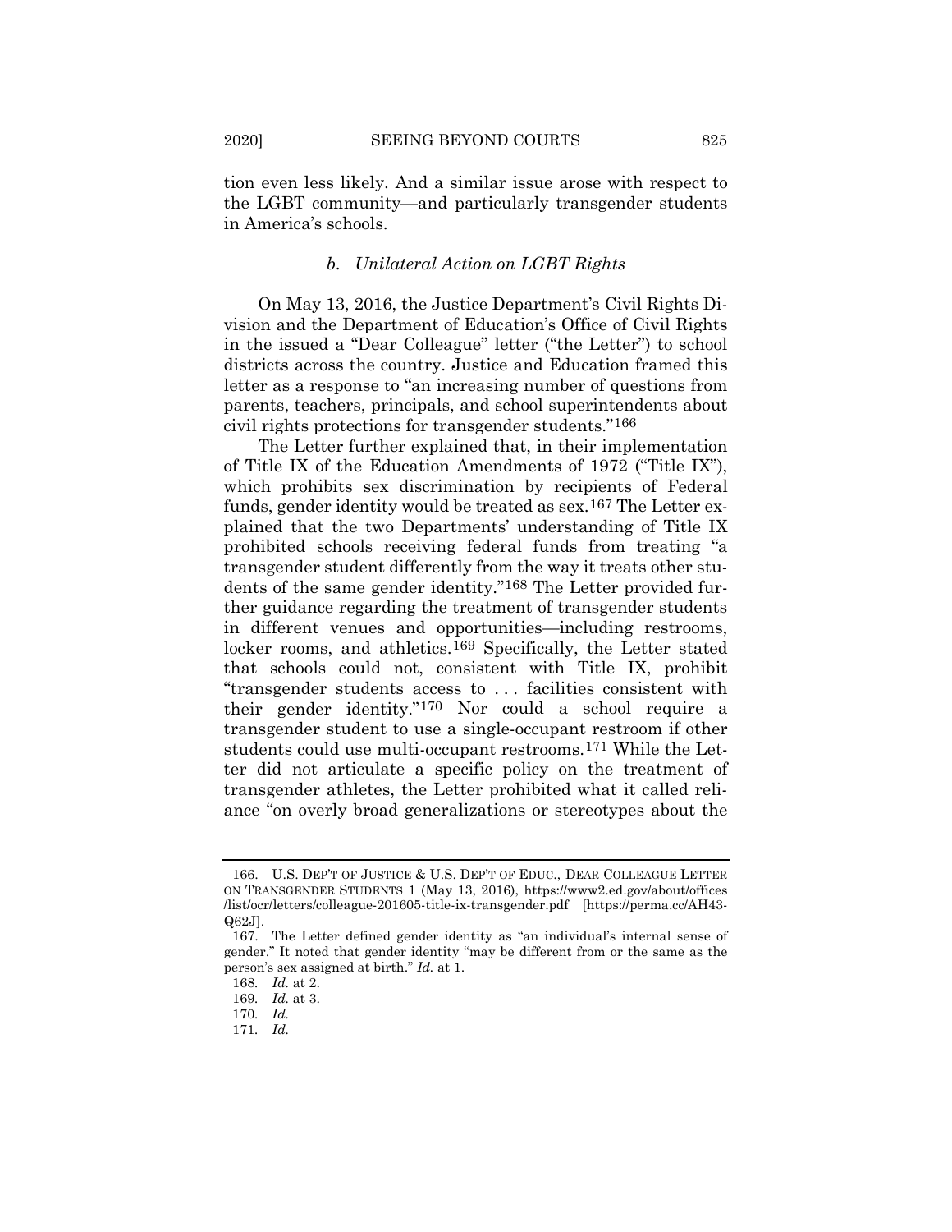tion even less likely. And a similar issue arose with respect to the LGBT community—and particularly transgender students in America's schools.

### *b. Unilateral Action on LGBT Rights*

On May 13, 2016, the Justice Department's Civil Rights Division and the Department of Education's Office of Civil Rights in the issued a "Dear Colleague" letter ("the Letter") to school districts across the country. Justice and Education framed this letter as a response to "an increasing number of questions from parents, teachers, principals, and school superintendents about civil rights protections for transgender students."[166]

The Letter further explained that, in their implementation of Title IX of the Education Amendments of 1972 ("Title IX"), which prohibits sex discrimination by recipients of Federal funds, gender identity would be treated as sex.[167] The Letter explained that the two Departments' understanding of Title IX prohibited schools receiving federal funds from treating "a transgender student differently from the way it treats other students of the same gender identity."[168] The Letter provided further guidance regarding the treatment of transgender students in different venues and opportunities—including restrooms, locker rooms, and athletics.[169] Specifically, the Letter stated that schools could not, consistent with Title IX, prohibit "transgender students access to . . . facilities consistent with their gender identity."[170] Nor could a school require a transgender student to use a single-occupant restroom if other students could use multi-occupant restrooms.[171] While the Letter did not articulate a specific policy on the treatment of transgender athletes, the Letter prohibited what it called reliance "on overly broad generalizations or stereotypes about the

---

166. U.S. DEP'T OF JUSTICE & U.S. DEP'T OF EDUC., DEAR COLLEAGUE LETTER ON TRANSGENDER STUDENTS 1 (May 13, 2016), https://www2.ed.gov/about/offices/list/ocr/letters/colleague-201605-title-ix-transgender.pdf [https://perma.cc/AH43-Q62J].

167. The Letter defined gender identity as "an individual's internal sense of gender." It noted that gender identity "may be different from or the same as the person's sex assigned at birth." *Id.* at 1.

168. *Id.* at 2.

169. *Id.* at 3.

170. *Id.*

171. *Id.*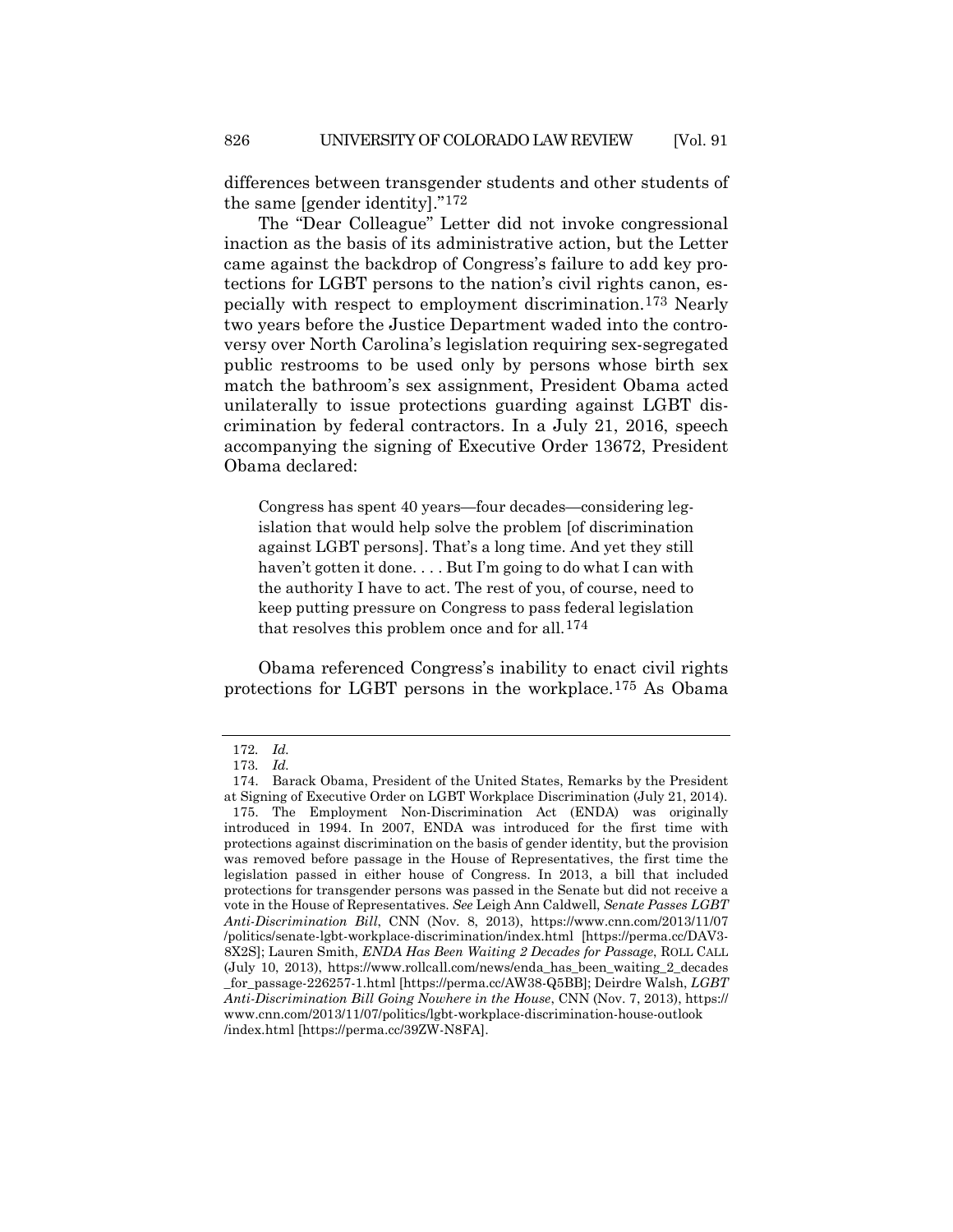differences between transgender students and other students of the same [gender identity]."[172]

The "Dear Colleague" Letter did not invoke congressional inaction as the basis of its administrative action, but the Letter came against the backdrop of Congress's failure to add key protections for LGBT persons to the nation's civil rights canon, especially with respect to employment discrimination.[173] Nearly two years before the Justice Department waded into the controversy over North Carolina's legislation requiring sex-segregated public restrooms to be used only by persons whose birth sex match the bathroom's sex assignment, President Obama acted unilaterally to issue protections guarding against LGBT discrimination by federal contractors. In a July 21, 2016, speech accompanying the signing of Executive Order 13672, President Obama declared:

> Congress has spent 40 years—four decades—considering legislation that would help solve the problem [of discrimination against LGBT persons]. That's a long time. And yet they still haven't gotten it done. . . . But I'm going to do what I can with the authority I have to act. The rest of you, of course, need to keep putting pressure on Congress to pass federal legislation that resolves this problem once and for all.[174]

Obama referenced Congress's inability to enact civil rights protections for LGBT persons in the workplace.[175] As Obama

---

172. *Id.*

173. *Id.*

174. Barack Obama, President of the United States, Remarks by the President at Signing of Executive Order on LGBT Workplace Discrimination (July 21, 2014).

175. The Employment Non-Discrimination Act (ENDA) was originally introduced in 1994. In 2007, ENDA was introduced for the first time with protections against discrimination on the basis of gender identity, but the provision was removed before passage in the House of Representatives, the first time the legislation passed in either house of Congress. In 2013, a bill that included protections for transgender persons was passed in the Senate but did not receive a vote in the House of Representatives. *See* Leigh Ann Caldwell, *Senate Passes LGBT Anti-Discrimination Bill*, CNN (Nov. 8, 2013), https://www.cnn.com/2013/11/07/politics/senate-lgbt-workplace-discrimination/index.html [https://perma.cc/DAV3-8X2S]; Lauren Smith, *ENDA Has Been Waiting 2 Decades for Passage*, ROLL CALL (July 10, 2013), https://www.rollcall.com/news/enda_has_been_waiting_2_decades_for_passage-226257-1.html [https://perma.cc/AW38-Q5BB]; Deirdre Walsh, *LGBT Anti-Discrimination Bill Going Nowhere in the House*, CNN (Nov. 7, 2013), https://www.cnn.com/2013/11/07/politics/lgbt-workplace-discrimination-house-outlook/index.html [https://perma.cc/39ZW-N8FA].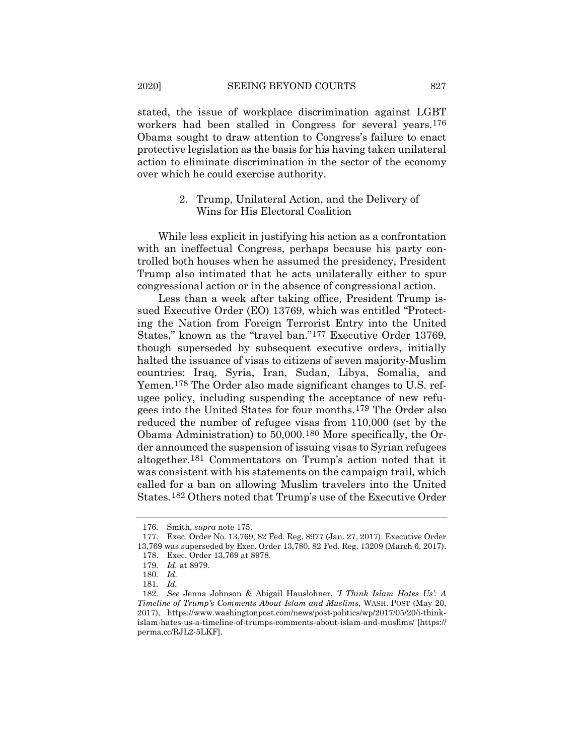stated, the issue of workplace discrimination against LGBT workers had been stalled in Congress for several years.[176] Obama sought to draw attention to Congress's failure to enact protective legislation as the basis for his having taken unilateral action to eliminate discrimination in the sector of the economy over which he could exercise authority.

### 2. Trump, Unilateral Action, and the Delivery of Wins for His Electoral Coalition

While less explicit in justifying his action as a confrontation with an ineffectual Congress, perhaps because his party controlled both houses when he assumed the presidency, President Trump also intimated that he acts unilaterally either to spur congressional action or in the absence of congressional action.

Less than a week after taking office, President Trump issued Executive Order (EO) 13769, which was entitled "Protecting the Nation from Foreign Terrorist Entry into the United States," known as the "travel ban."[177] Executive Order 13769, though superseded by subsequent executive orders, initially halted the issuance of visas to citizens of seven majority-Muslim countries: Iraq, Syria, Iran, Sudan, Libya, Somalia, and Yemen.[178] The Order also made significant changes to U.S. refugee policy, including suspending the acceptance of new refugees into the United States for four months.[179] The Order also reduced the number of refugee visas from 110,000 (set by the Obama Administration) to 50,000.[180] More specifically, the Order announced the suspension of issuing visas to Syrian refugees altogether.[181] Commentators on Trump's action noted that it was consistent with his statements on the campaign trail, which called for a ban on allowing Muslim travelers into the United States.[182] Others noted that Trump's use of the Executive Order

---

176. Smith, *supra* note 175.

177. Exec. Order No. 13,769, 82 Fed. Reg. 8977 (Jan. 27, 2017). Executive Order 13,769 was superseded by Exec. Order 13,780, 82 Fed. Reg. 13209 (March 6, 2017).

178. Exec. Order 13,769 at 8978.

179. *Id.* at 8979.

180. *Id.*

181. *Id.*

182. *See* Jenna Johnson & Abigail Hauslohner, *'I Think Islam Hates Us': A Timeline of Trump's Comments About Islam and Muslims*, WASH. POST (May 20, 2017), https://www.washingtonpost.com/news/post-politics/wp/2017/05/20/i-think-islam-hates-us-a-timeline-of-trumps-comments-about-islam-and-muslims/ [https://perma.cc/RJL2-5LKF].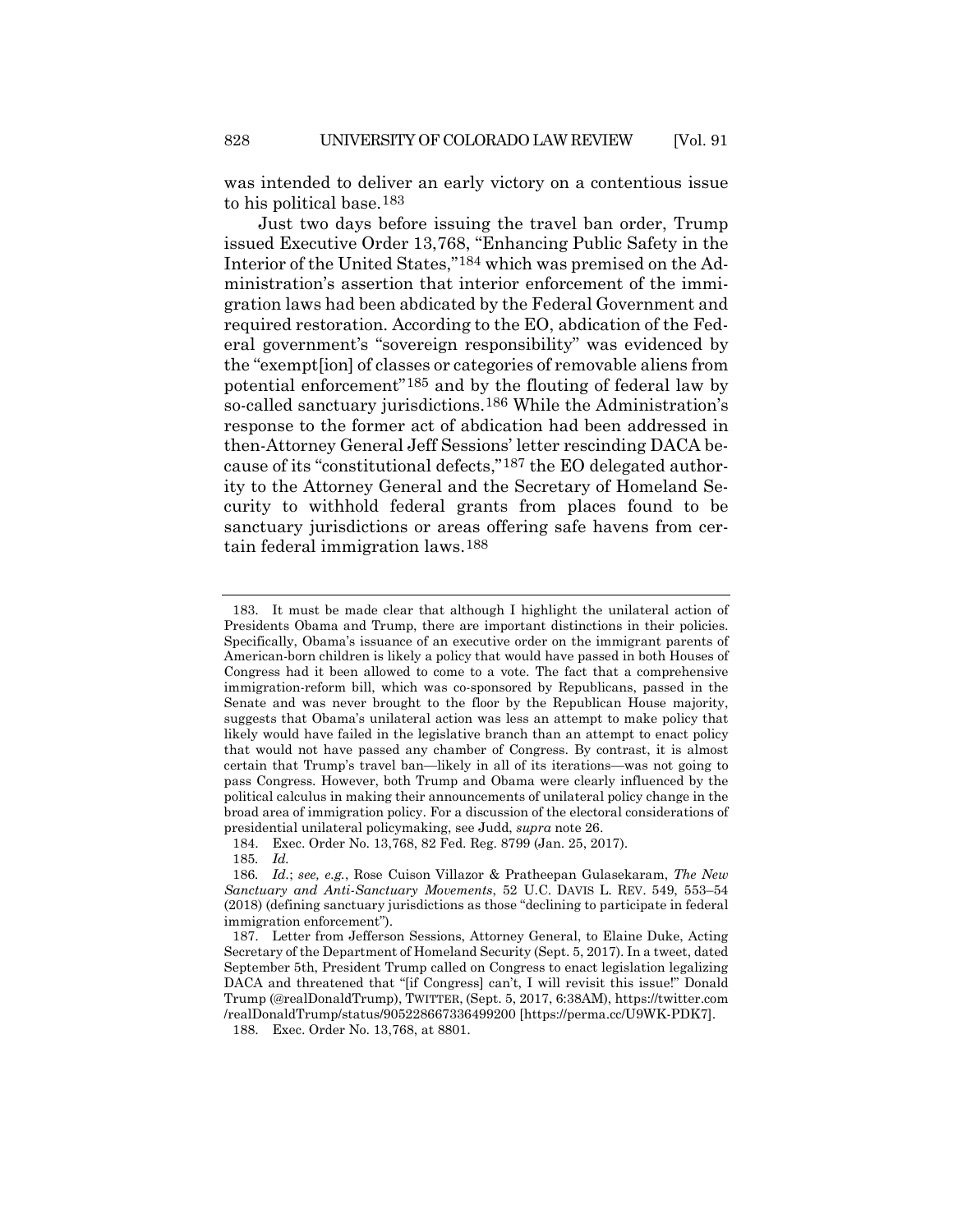was intended to deliver an early victory on a contentious issue to his political base.[183]

Just two days before issuing the travel ban order, Trump issued Executive Order 13,768, "Enhancing Public Safety in the Interior of the United States,"[184] which was premised on the Administration's assertion that interior enforcement of the immigration laws had been abdicated by the Federal Government and required restoration. According to the EO, abdication of the Federal government's "sovereign responsibility" was evidenced by the "exempt[ion] of classes or categories of removable aliens from potential enforcement"[185] and by the flouting of federal law by so-called sanctuary jurisdictions.[186] While the Administration's response to the former act of abdication had been addressed in then-Attorney General Jeff Sessions' letter rescinding DACA because of its "constitutional defects,"[187] the EO delegated authority to the Attorney General and the Secretary of Homeland Security to withhold federal grants from places found to be sanctuary jurisdictions or areas offering safe havens from certain federal immigration laws.[188]

---

183. It must be made clear that although I highlight the unilateral action of Presidents Obama and Trump, there are important distinctions in their policies. Specifically, Obama's issuance of an executive order on the immigrant parents of American-born children is likely a policy that would have passed in both Houses of Congress had it been allowed to come to a vote. The fact that a comprehensive immigration-reform bill, which was co-sponsored by Republicans, passed in the Senate and was never brought to the floor by the Republican House majority, suggests that Obama's unilateral action was less an attempt to make policy that likely would have failed in the legislative branch than an attempt to enact policy that would not have passed any chamber of Congress. By contrast, it is almost certain that Trump's travel ban—likely in all of its iterations—was not going to pass Congress. However, both Trump and Obama were clearly influenced by the political calculus in making their announcements of unilateral policy change in the broad area of immigration policy. For a discussion of the electoral considerations of presidential unilateral policymaking, see Judd, *supra* note 26.

184. Exec. Order No. 13,768, 82 Fed. Reg. 8799 (Jan. 25, 2017).

185. *Id.*

186. *Id.*; *see, e.g.*, Rose Cuison Villazor & Pratheepan Gulasekaram, *The New Sanctuary and Anti-Sanctuary Movements*, 52 U.C. DAVIS L. REV. 549, 553–54 (2018) (defining sanctuary jurisdictions as those "declining to participate in federal immigration enforcement").

187. Letter from Jefferson Sessions, Attorney General, to Elaine Duke, Acting Secretary of the Department of Homeland Security (Sept. 5, 2017). In a tweet, dated September 5th, President Trump called on Congress to enact legislation legalizing DACA and threatened that "[if Congress] can't, I will revisit this issue!" Donald Trump (@realDonaldTrump), TWITTER, (Sept. 5, 2017, 6:38AM), https://twitter.com/realDonaldTrump/status/905228667336499200 [https://perma.cc/U9WK-PDK7].

188. Exec. Order No. 13,768, at 8801.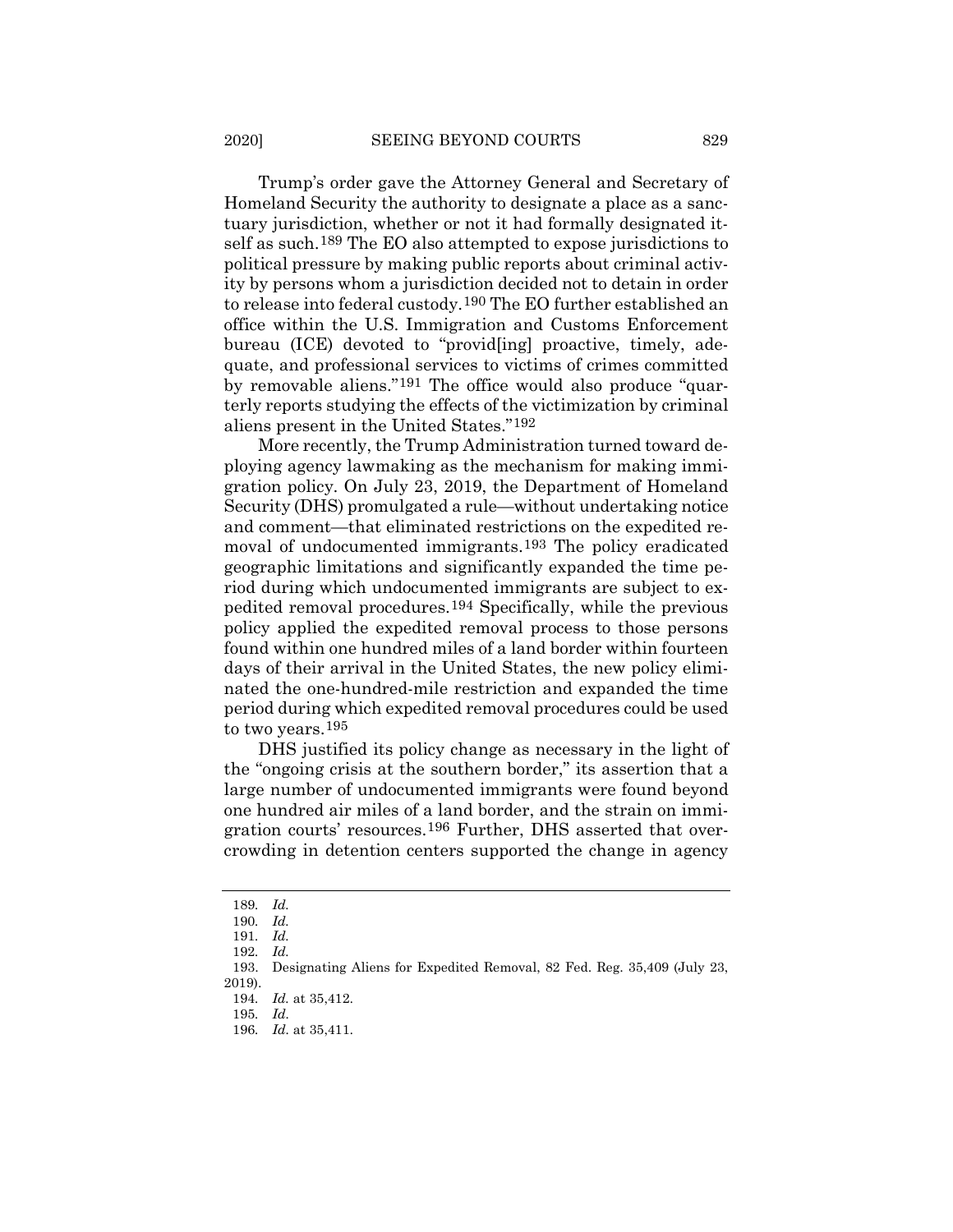Trump's order gave the Attorney General and Secretary of Homeland Security the authority to designate a place as a sanctuary jurisdiction, whether or not it had formally designated itself as such.[189] The EO also attempted to expose jurisdictions to political pressure by making public reports about criminal activity by persons whom a jurisdiction decided not to detain in order to release into federal custody.[190] The EO further established an office within the U.S. Immigration and Customs Enforcement bureau (ICE) devoted to "provid[ing] proactive, timely, adequate, and professional services to victims of crimes committed by removable aliens."[191] The office would also produce "quarterly reports studying the effects of the victimization by criminal aliens present in the United States."[192]

More recently, the Trump Administration turned toward deploying agency lawmaking as the mechanism for making immigration policy. On July 23, 2019, the Department of Homeland Security (DHS) promulgated a rule—without undertaking notice and comment—that eliminated restrictions on the expedited removal of undocumented immigrants.[193] The policy eradicated geographic limitations and significantly expanded the time period during which undocumented immigrants are subject to expedited removal procedures.[194] Specifically, while the previous policy applied the expedited removal process to those persons found within one hundred miles of a land border within fourteen days of their arrival in the United States, the new policy eliminated the one-hundred-mile restriction and expanded the time period during which expedited removal procedures could be used to two years.[195]

DHS justified its policy change as necessary in the light of the "ongoing crisis at the southern border," its assertion that a large number of undocumented immigrants were found beyond one hundred air miles of a land border, and the strain on immigration courts' resources.[196] Further, DHS asserted that overcrowding in detention centers supported the change in agency

---

189. *Id.*

190. *Id.*

191. *Id.*

192. *Id.*

193. Designating Aliens for Expedited Removal, 82 Fed. Reg. 35,409 (July 23, 2019).

194. *Id.* at 35,412.

195. *Id.*

196. *Id.* at 35,411.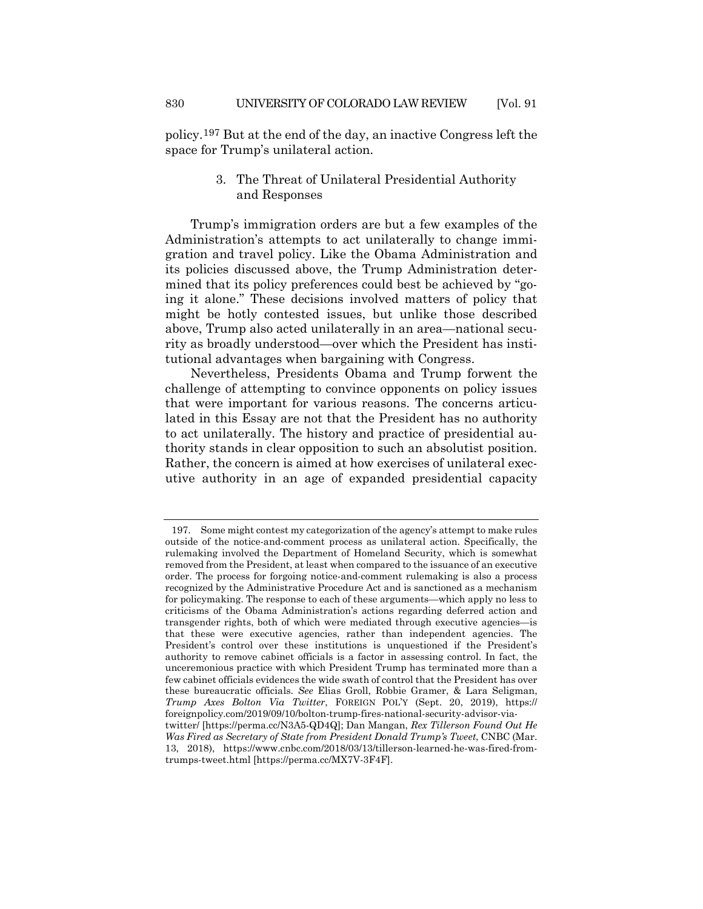policy.[197] But at the end of the day, an inactive Congress left the space for Trump's unilateral action.

### 3. The Threat of Unilateral Presidential Authority and Responses

Trump's immigration orders are but a few examples of the Administration's attempts to act unilaterally to change immigration and travel policy. Like the Obama Administration and its policies discussed above, the Trump Administration determined that its policy preferences could best be achieved by "going it alone." These decisions involved matters of policy that might be hotly contested issues, but unlike those described above, Trump also acted unilaterally in an area—national security as broadly understood—over which the President has institutional advantages when bargaining with Congress.

Nevertheless, Presidents Obama and Trump forwent the challenge of attempting to convince opponents on policy issues that were important for various reasons. The concerns articulated in this Essay are not that the President has no authority to act unilaterally. The history and practice of presidential authority stands in clear opposition to such an absolutist position. Rather, the concern is aimed at how exercises of unilateral executive authority in an age of expanded presidential capacity

---

197. Some might contest my categorization of the agency's attempt to make rules outside of the notice-and-comment process as unilateral action. Specifically, the rulemaking involved the Department of Homeland Security, which is somewhat removed from the President, at least when compared to the issuance of an executive order. The process for forgoing notice-and-comment rulemaking is also a process recognized by the Administrative Procedure Act and is sanctioned as a mechanism for policymaking. The response to each of these arguments—which apply no less to criticisms of the Obama Administration's actions regarding deferred action and transgender rights, both of which were mediated through executive agencies—is that these were executive agencies, rather than independent agencies. The President's control over these institutions is unquestioned if the President's authority to remove cabinet officials is a factor in assessing control. In fact, the unceremonious practice with which President Trump has terminated more than a few cabinet officials evidences the wide swath of control that the President has over these bureaucratic officials. *See* Elias Groll, Robbie Gramer, & Lara Seligman, *Trump Axes Bolton Via Twitter*, FOREIGN POL'Y (Sept. 20, 2019), https://foreignpolicy.com/2019/09/10/bolton-trump-fires-national-security-advisor-via-twitter/ [https://perma.cc/N3A5-QD4Q]; Dan Mangan, *Rex Tillerson Found Out He Was Fired as Secretary of State from President Donald Trump's Tweet*, CNBC (Mar. 13, 2018), https://www.cnbc.com/2018/03/13/tillerson-learned-he-was-fired-from-trumps-tweet.html [https://perma.cc/MX7V-3F4F].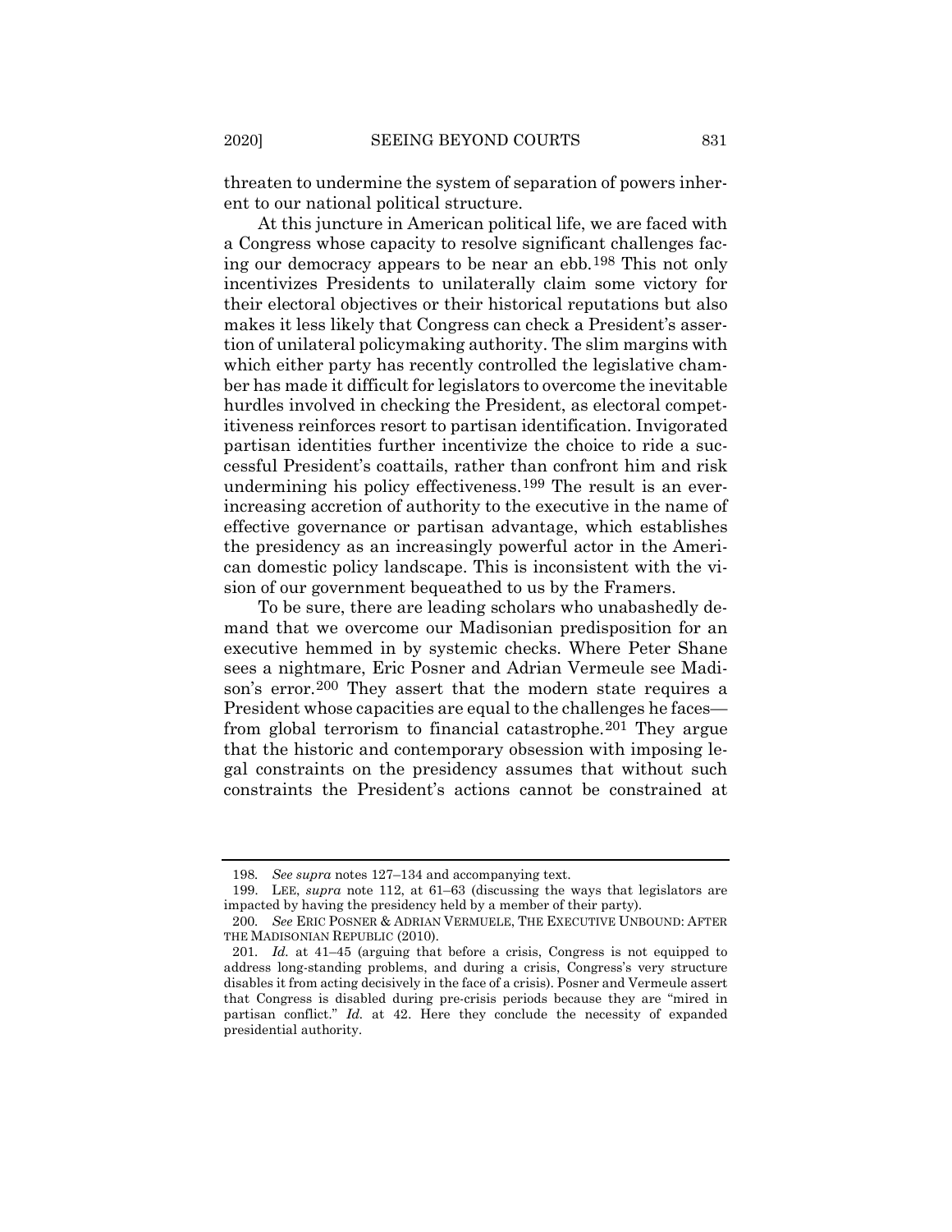threaten to undermine the system of separation of powers inherent to our national political structure.

At this juncture in American political life, we are faced with a Congress whose capacity to resolve significant challenges facing our democracy appears to be near an ebb.[198] This not only incentivizes Presidents to unilaterally claim some victory for their electoral objectives or their historical reputations but also makes it less likely that Congress can check a President's assertion of unilateral policymaking authority. The slim margins with which either party has recently controlled the legislative chamber has made it difficult for legislators to overcome the inevitable hurdles involved in checking the President, as electoral competitiveness reinforces resort to partisan identification. Invigorated partisan identities further incentivize the choice to ride a successful President's coattails, rather than confront him and risk undermining his policy effectiveness.[199] The result is an ever-increasing accretion of authority to the executive in the name of effective governance or partisan advantage, which establishes the presidency as an increasingly powerful actor in the American domestic policy landscape. This is inconsistent with the vision of our government bequeathed to us by the Framers.

To be sure, there are leading scholars who unabashedly demand that we overcome our Madisonian predisposition for an executive hemmed in by systemic checks. Where Peter Shane sees a nightmare, Eric Posner and Adrian Vermeule see Madison's error.[200] They assert that the modern state requires a President whose capacities are equal to the challenges he faces—from global terrorism to financial catastrophe.[201] They argue that the historic and contemporary obsession with imposing legal constraints on the presidency assumes that without such constraints the President's actions cannot be constrained at

---

198. *See supra* notes 127–134 and accompanying text.

199. LEE, *supra* note 112, at 61–63 (discussing the ways that legislators are impacted by having the presidency held by a member of their party).

200. *See* ERIC POSNER & ADRIAN VERMEULE, THE EXECUTIVE UNBOUND: AFTER THE MADISONIAN REPUBLIC (2010).

201. *Id.* at 41–45 (arguing that before a crisis, Congress is not equipped to address long-standing problems, and during a crisis, Congress's very structure disables it from acting decisively in the face of a crisis). Posner and Vermeule assert that Congress is disabled during pre-crisis periods because they are "mired in partisan conflict." *Id.* at 42. Here they conclude the necessity of expanded presidential authority.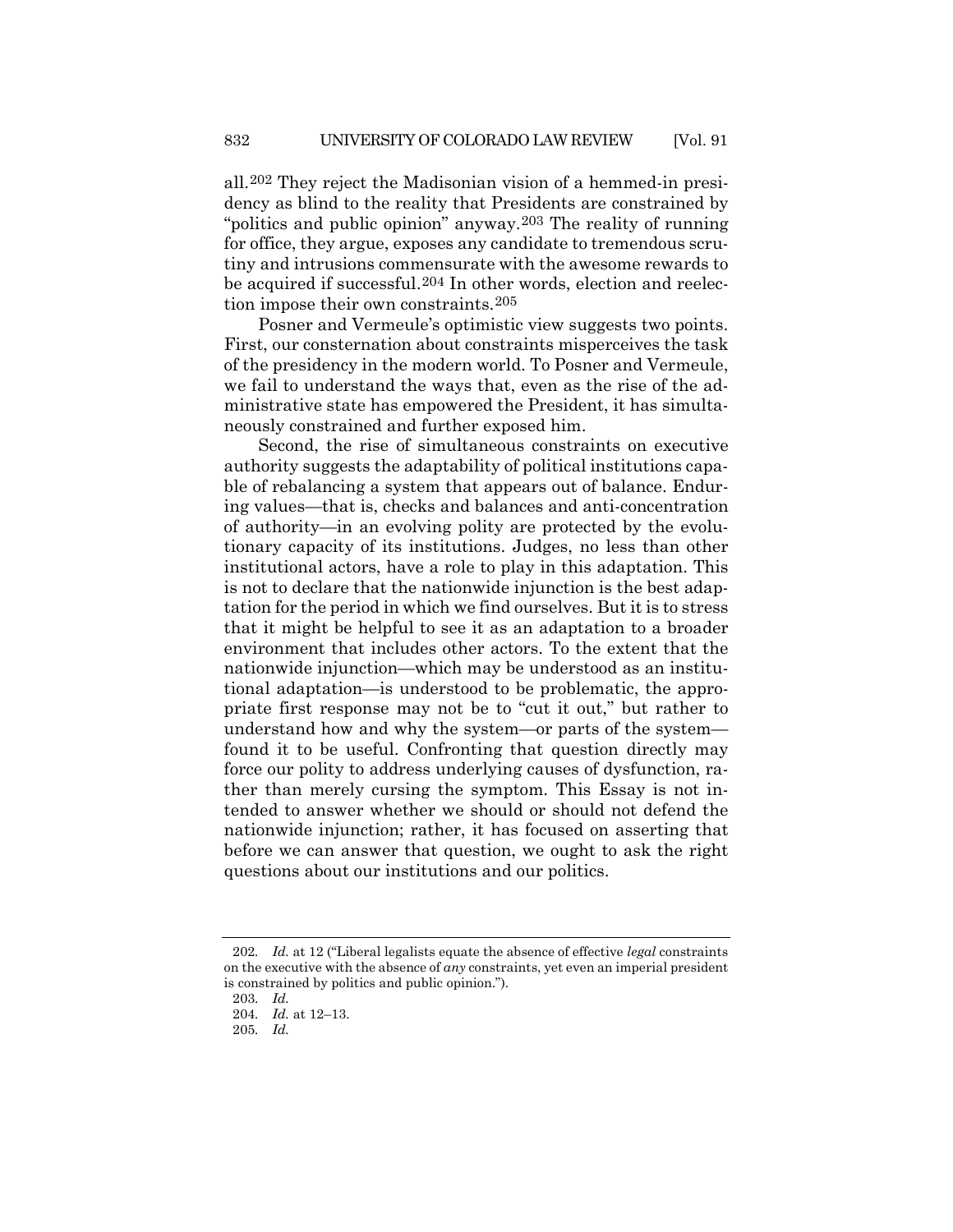all.[202] They reject the Madisonian vision of a hemmed-in presidency as blind to the reality that Presidents are constrained by "politics and public opinion" anyway.[203] The reality of running for office, they argue, exposes any candidate to tremendous scrutiny and intrusions commensurate with the awesome rewards to be acquired if successful.[204] In other words, election and reelection impose their own constraints.[205]

Posner and Vermeule's optimistic view suggests two points. First, our consternation about constraints misperceives the task of the presidency in the modern world. To Posner and Vermeule, we fail to understand the ways that, even as the rise of the administrative state has empowered the President, it has simultaneously constrained and further exposed him.

Second, the rise of simultaneous constraints on executive authority suggests the adaptability of political institutions capable of rebalancing a system that appears out of balance. Enduring values—that is, checks and balances and anti-concentration of authority—in an evolving polity are protected by the evolutionary capacity of its institutions. Judges, no less than other institutional actors, have a role to play in this adaptation. This is not to declare that the nationwide injunction is the best adaptation for the period in which we find ourselves. But it is to stress that it might be helpful to see it as an adaptation to a broader environment that includes other actors. To the extent that the nationwide injunction—which may be understood as an institutional adaptation—is understood to be problematic, the appropriate first response may not be to "cut it out," but rather to understand how and why the system—or parts of the system—found it to be useful. Confronting that question directly may force our polity to address underlying causes of dysfunction, rather than merely cursing the symptom. This Essay is not intended to answer whether we should or should not defend the nationwide injunction; rather, it has focused on asserting that before we can answer that question, we ought to ask the right questions about our institutions and our politics.

---

202. *Id.* at 12 ("Liberal legalists equate the absence of effective *legal* constraints on the executive with the absence of *any* constraints, yet even an imperial president is constrained by politics and public opinion.").

203. *Id.*

204. *Id.* at 12–13.

205. *Id.*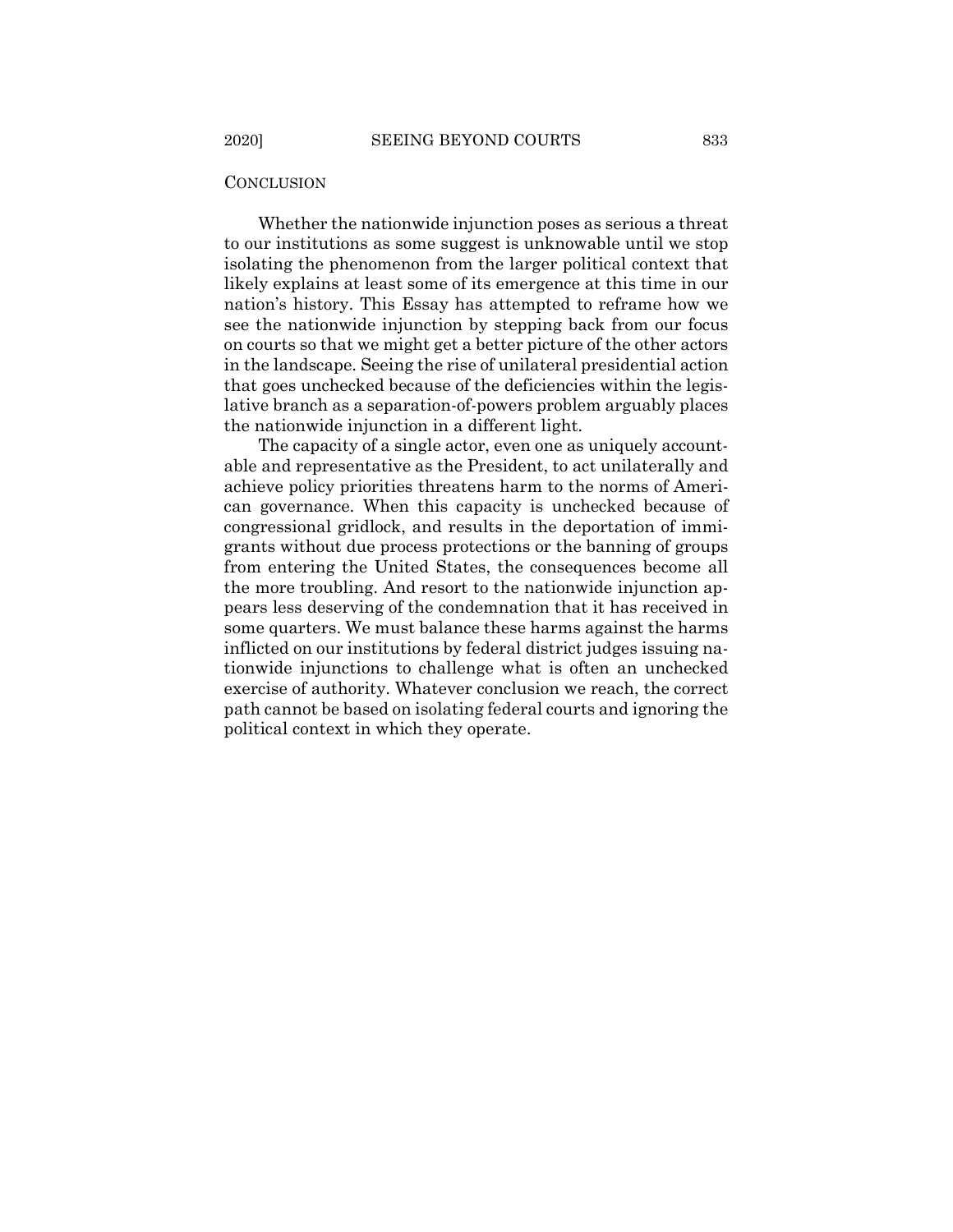## CONCLUSION

Whether the nationwide injunction poses as serious a threat to our institutions as some suggest is unknowable until we stop isolating the phenomenon from the larger political context that likely explains at least some of its emergence at this time in our nation's history. This Essay has attempted to reframe how we see the nationwide injunction by stepping back from our focus on courts so that we might get a better picture of the other actors in the landscape. Seeing the rise of unilateral presidential action that goes unchecked because of the deficiencies within the legislative branch as a separation-of-powers problem arguably places the nationwide injunction in a different light.

The capacity of a single actor, even one as uniquely accountable and representative as the President, to act unilaterally and achieve policy priorities threatens harm to the norms of American governance. When this capacity is unchecked because of congressional gridlock, and results in the deportation of immigrants without due process protections or the banning of groups from entering the United States, the consequences become all the more troubling. And resort to the nationwide injunction appears less deserving of the condemnation that it has received in some quarters. We must balance these harms against the harms inflicted on our institutions by federal district judges issuing nationwide injunctions to challenge what is often an unchecked exercise of authority. Whatever conclusion we reach, the correct path cannot be based on isolating federal courts and ignoring the political context in which they operate.